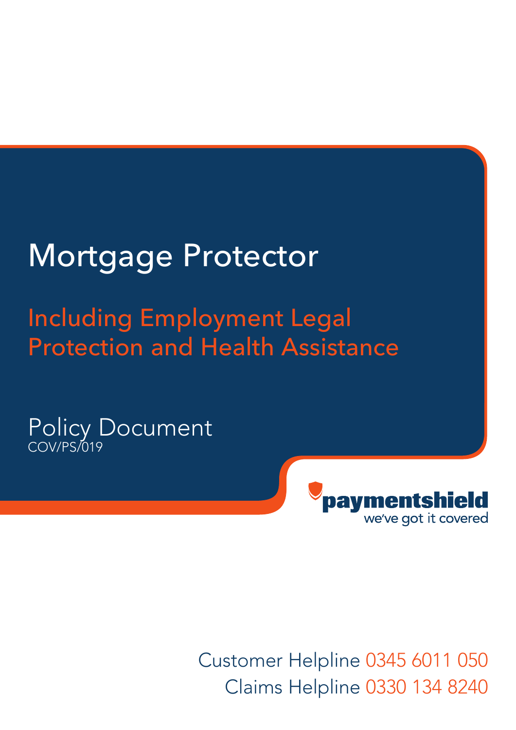# Mortgage Protector

## Including Employment Legal Protection and Health Assistance

Policy Document
COV/PS/019

paymentshield
we've got it covered

Customer Helpline 0345 6011 050
Claims Helpline 0330 134 8240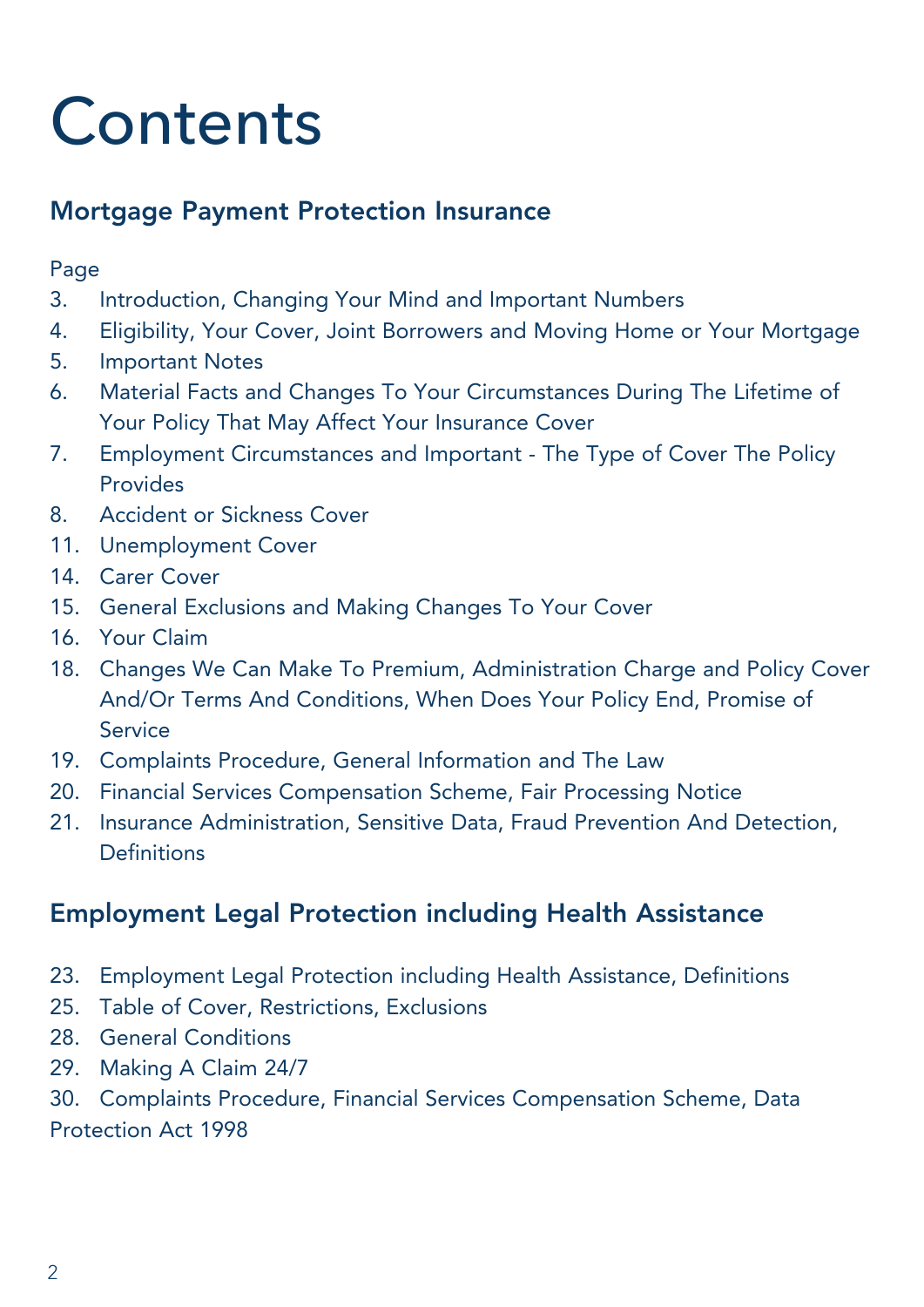# Contents

## Mortgage Payment Protection Insurance

Page

3. Introduction, Changing Your Mind and Important Numbers
4. Eligibility, Your Cover, Joint Borrowers and Moving Home or Your Mortgage
5. Important Notes
6. Material Facts and Changes To Your Circumstances During The Lifetime of Your Policy That May Affect Your Insurance Cover
7. Employment Circumstances and Important - The Type of Cover The Policy Provides
8. Accident or Sickness Cover
11. Unemployment Cover
14. Carer Cover
15. General Exclusions and Making Changes To Your Cover
16. Your Claim
18. Changes We Can Make To Premium, Administration Charge and Policy Cover And/Or Terms And Conditions, When Does Your Policy End, Promise of Service
19. Complaints Procedure, General Information and The Law
20. Financial Services Compensation Scheme, Fair Processing Notice
21. Insurance Administration, Sensitive Data, Fraud Prevention And Detection, Definitions

## Employment Legal Protection including Health Assistance

23. Employment Legal Protection including Health Assistance, Definitions
25. Table of Cover, Restrictions, Exclusions
28. General Conditions
29. Making A Claim 24/7
30. Complaints Procedure, Financial Services Compensation Scheme, Data Protection Act 1998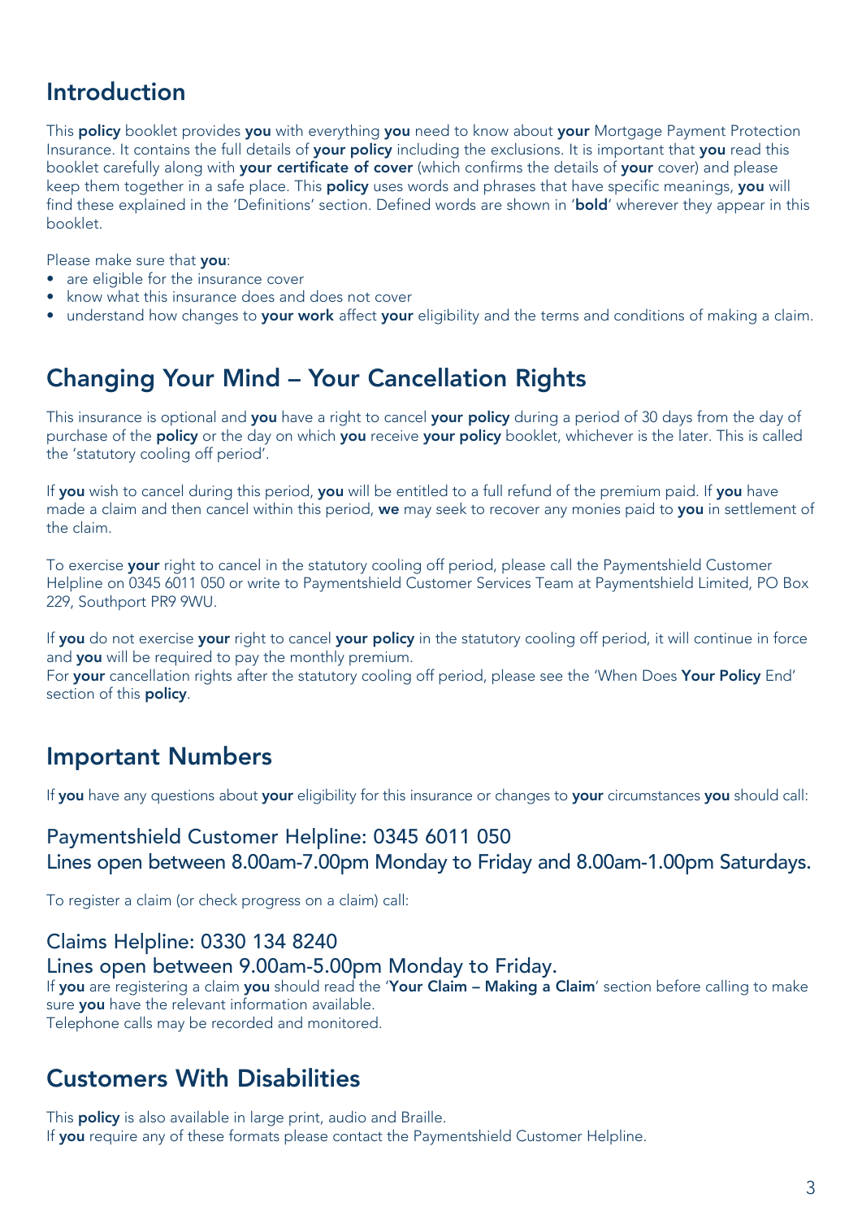## Introduction

This **policy** booklet provides **you** with everything **you** need to know about **your** Mortgage Payment Protection Insurance. It contains the full details of **your policy** including the exclusions. It is important that **you** read this booklet carefully along with **your certificate of cover** (which confirms the details of **your** cover) and please keep them together in a safe place. This **policy** uses words and phrases that have specific meanings, **you** will find these explained in the 'Definitions' section. Defined words are shown in '**bold**' wherever they appear in this booklet.

Please make sure that **you**:

- are eligible for the insurance cover
- know what this insurance does and does not cover
- understand how changes to **your work** affect **your** eligibility and the terms and conditions of making a claim.

## Changing Your Mind – Your Cancellation Rights

This insurance is optional and **you** have a right to cancel **your policy** during a period of 30 days from the day of purchase of the **policy** or the day on which **you** receive **your policy** booklet, whichever is the later. This is called the 'statutory cooling off period'.

If **you** wish to cancel during this period, **you** will be entitled to a full refund of the premium paid. If **you** have made a claim and then cancel within this period, **we** may seek to recover any monies paid to **you** in settlement of the claim.

To exercise **your** right to cancel in the statutory cooling off period, please call the Paymentshield Customer Helpline on 0345 6011 050 or write to Paymentshield Customer Services Team at Paymentshield Limited, PO Box 229, Southport PR9 9WU.

If **you** do not exercise **your** right to cancel **your policy** in the statutory cooling off period, it will continue in force and **you** will be required to pay the monthly premium.
For **your** cancellation rights after the statutory cooling off period, please see the 'When Does **Your Policy** End' section of this **policy**.

## Important Numbers

If **you** have any questions about **your** eligibility for this insurance or changes to **your** circumstances **you** should call:

### Paymentshield Customer Helpline: 0345 6011 050
### Lines open between 8.00am-7.00pm Monday to Friday and 8.00am-1.00pm Saturdays.

To register a claim (or check progress on a claim) call:

### Claims Helpline: 0330 134 8240
### Lines open between 9.00am-5.00pm Monday to Friday.

If **you** are registering a claim **you** should read the '**Your Claim – Making a Claim**' section before calling to make sure **you** have the relevant information available.
Telephone calls may be recorded and monitored.

## Customers With Disabilities

This **policy** is also available in large print, audio and Braille.
If **you** require any of these formats please contact the Paymentshield Customer Helpline.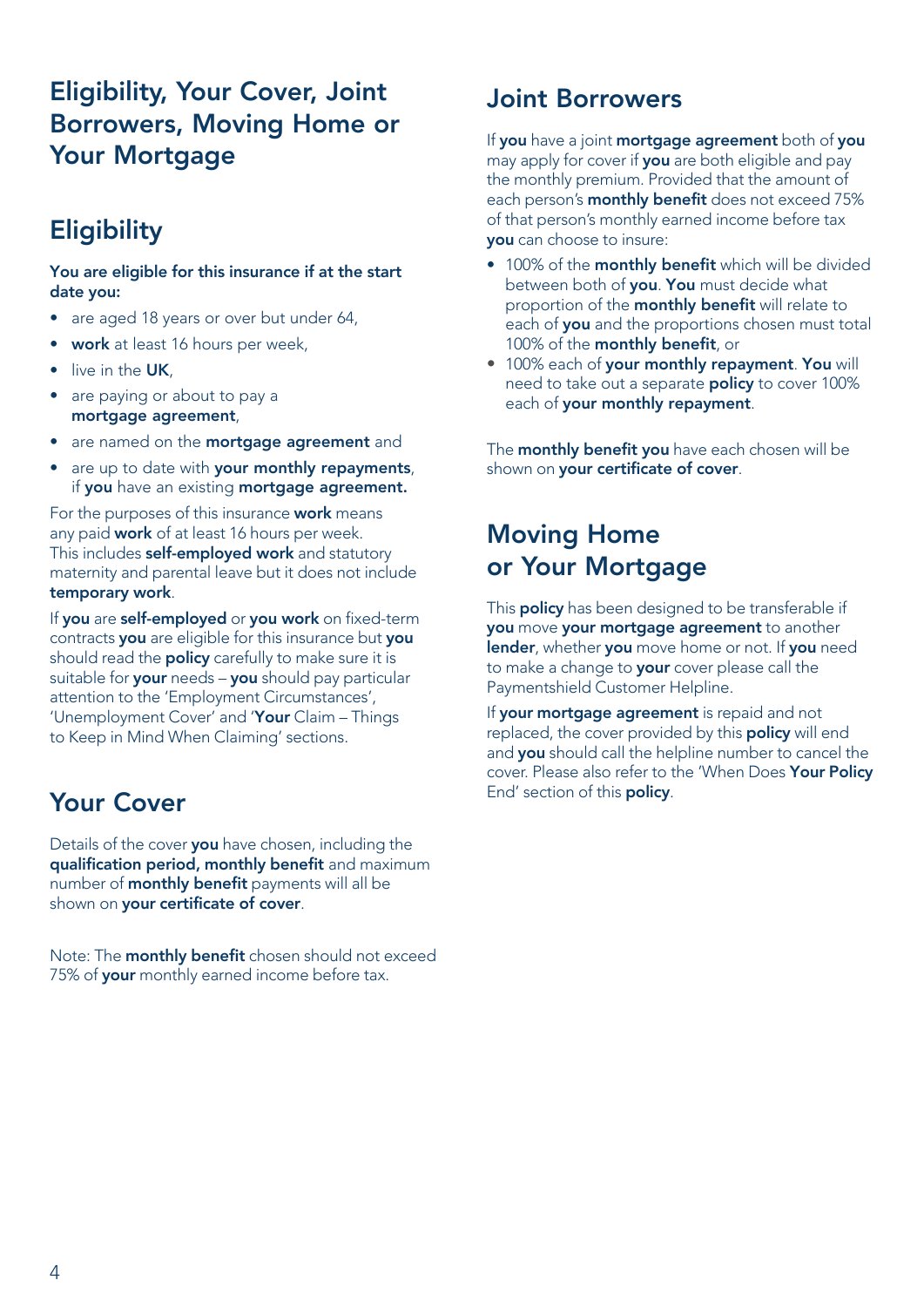# Eligibility, Your Cover, Joint Borrowers, Moving Home or Your Mortgage

## Eligibility

**You are eligible for this insurance if at the start date you:**

- are aged 18 years or over but under 64,
- **work** at least 16 hours per week,
- live in the **UK**,
- are paying or about to pay a **mortgage agreement**,
- are named on the **mortgage agreement** and
- are up to date with **your monthly repayments**, if **you** have an existing **mortgage agreement.**

For the purposes of this insurance **work** means any paid **work** of at least 16 hours per week. This includes **self-employed work** and statutory maternity and parental leave but it does not include **temporary work**.

If **you** are **self-employed** or **you work** on fixed-term contracts **you** are eligible for this insurance but **you** should read the **policy** carefully to make sure it is suitable for **your** needs – **you** should pay particular attention to the 'Employment Circumstances', 'Unemployment Cover' and '**Your** Claim – Things to Keep in Mind When Claiming' sections.

## Your Cover

Details of the cover **you** have chosen, including the **qualification period, monthly benefit** and maximum number of **monthly benefit** payments will all be shown on **your certificate of cover**.

Note: The **monthly benefit** chosen should not exceed 75% of **your** monthly earned income before tax.

## Joint Borrowers

If **you** have a joint **mortgage agreement** both of **you** may apply for cover if **you** are both eligible and pay the monthly premium. Provided that the amount of each person's **monthly benefit** does not exceed 75% of that person's monthly earned income before tax **you** can choose to insure:

- 100% of the **monthly benefit** which will be divided between both of **you**. **You** must decide what proportion of the **monthly benefit** will relate to each of **you** and the proportions chosen must total 100% of the **monthly benefit**, or
- 100% each of **your monthly repayment**. **You** will need to take out a separate **policy** to cover 100% each of **your monthly repayment**.

The **monthly benefit you** have each chosen will be shown on **your certificate of cover**.

## Moving Home or Your Mortgage

This **policy** has been designed to be transferable if **you** move **your mortgage agreement** to another **lender**, whether **you** move home or not. If **you** need to make a change to **your** cover please call the Paymentshield Customer Helpline.

If **your mortgage agreement** is repaid and not replaced, the cover provided by this **policy** will end and **you** should call the helpline number to cancel the cover. Please also refer to the 'When Does **Your Policy** End' section of this **policy**.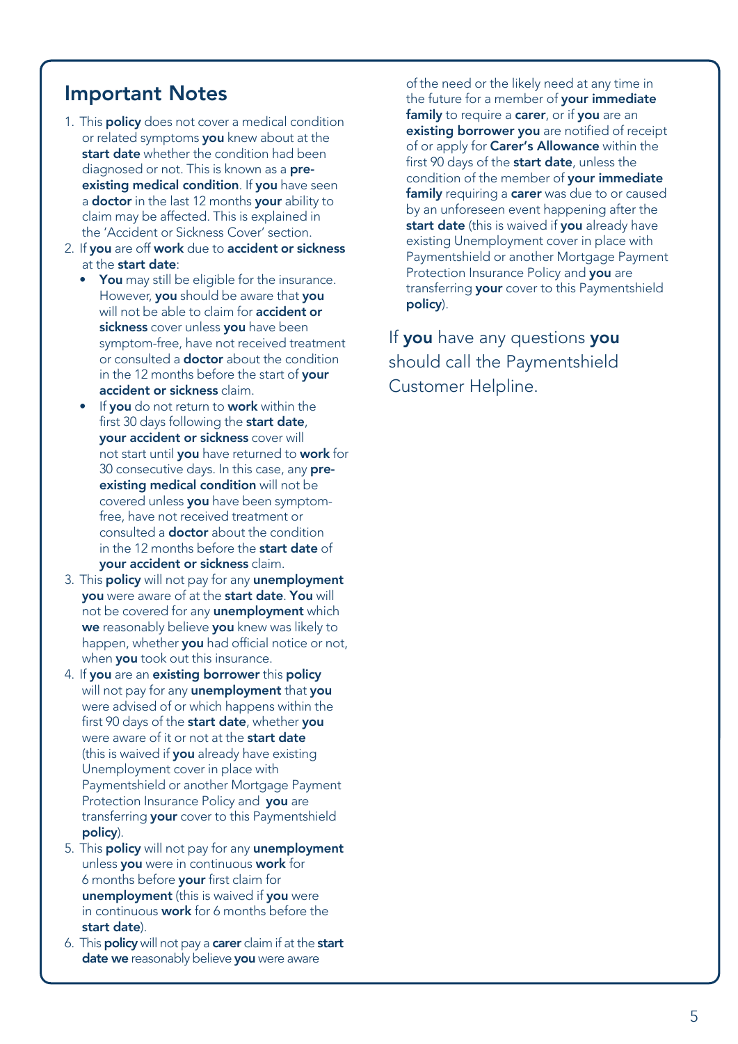## Important Notes

1. This **policy** does not cover a medical condition or related symptoms **you** knew about at the **start date** whether the condition had been diagnosed or not. This is known as a **pre-existing medical condition**. If **you** have seen a **doctor** in the last 12 months **your** ability to claim may be affected. This is explained in the 'Accident or Sickness Cover' section.
2. If **you** are off **work** due to **accident or sickness** at the **start date**:
   - **You** may still be eligible for the insurance. However, **you** should be aware that **you** will not be able to claim for **accident or sickness** cover unless **you** have been symptom-free, have not received treatment or consulted a **doctor** about the condition in the 12 months before the start of **your accident or sickness** claim.
   - If **you** do not return to **work** within the first 30 days following the **start date**, **your accident or sickness** cover will not start until **you** have returned to **work** for 30 consecutive days. In this case, any **pre-existing medical condition** will not be covered unless **you** have been symptom-free, have not received treatment or consulted a **doctor** about the condition in the 12 months before the **start date** of **your accident or sickness** claim.
3. This **policy** will not pay for any **unemployment you** were aware of at the **start date**. **You** will not be covered for any **unemployment** which **we** reasonably believe **you** knew was likely to happen, whether **you** had official notice or not, when **you** took out this insurance.
4. If **you** are an **existing borrower** this **policy** will not pay for any **unemployment** that **you** were advised of or which happens within the first 90 days of the **start date**, whether **you** were aware of it or not at the **start date** (this is waived if **you** already have existing Unemployment cover in place with Paymentshield or another Mortgage Payment Protection Insurance Policy and **you** are transferring **your** cover to this Paymentshield **policy**).
5. This **policy** will not pay for any **unemployment** unless **you** were in continuous **work** for 6 months before **your** first claim for **unemployment** (this is waived if **you** were in continuous **work** for 6 months before the **start date**).
6. This **policy** will not pay a **carer** claim if at the **start date we** reasonably believe **you** were aware of the need or the likely need at any time in the future for a member of **your immediate family** to require a **carer**, or if **you** are an **existing borrower you** are notified of receipt of or apply for **Carer's Allowance** within the first 90 days of the **start date**, unless the condition of the member of **your immediate family** requiring a **carer** was due to or caused by an unforeseen event happening after the **start date** (this is waived if **you** already have existing Unemployment cover in place with Paymentshield or another Mortgage Payment Protection Insurance Policy and **you** are transferring **your** cover to this Paymentshield **policy**).

If **you** have any questions **you** should call the Paymentshield Customer Helpline.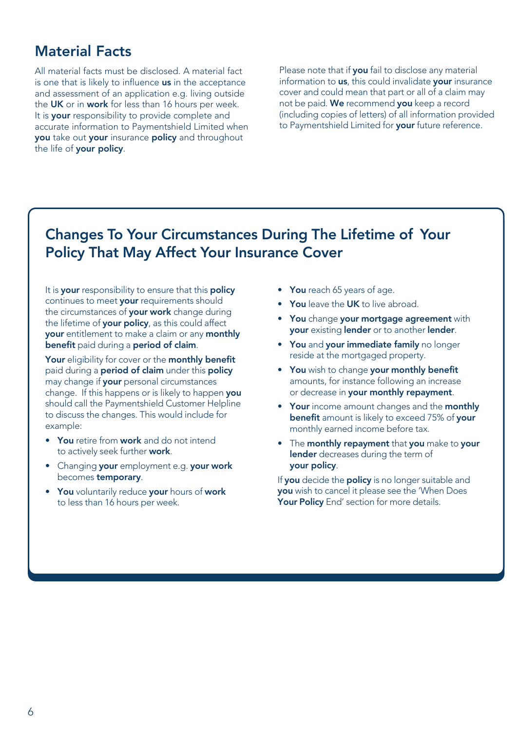## Material Facts

All material facts must be disclosed. A material fact is one that is likely to influence **us** in the acceptance and assessment of an application e.g. living outside the **UK** or in **work** for less than 16 hours per week. It is **your** responsibility to provide complete and accurate information to Paymentshield Limited when **you** take out **your** insurance **policy** and throughout the life of **your policy**.

Please note that if **you** fail to disclose any material information to **us**, this could invalidate **your** insurance cover and could mean that part or all of a claim may not be paid. **We** recommend **you** keep a record (including copies of letters) of all information provided to Paymentshield Limited for **your** future reference.

## Changes To Your Circumstances During The Lifetime of Your Policy That May Affect Your Insurance Cover

It is **your** responsibility to ensure that this **policy** continues to meet **your** requirements should the circumstances of **your work** change during the lifetime of **your policy**, as this could affect **your** entitlement to make a claim or any **monthly benefit** paid during a **period of claim**.

**Your** eligibility for cover or the **monthly benefit** paid during a **period of claim** under this **policy** may change if **your** personal circumstances change. If this happens or is likely to happen **you** should call the Paymentshield Customer Helpline to discuss the changes. This would include for example:

- **You** retire from **work** and do not intend to actively seek further **work**.
- Changing **your** employment e.g. **your work** becomes **temporary**.
- **You** voluntarily reduce **your** hours of **work** to less than 16 hours per week.
- **You** reach 65 years of age.
- **You** leave the **UK** to live abroad.
- **You** change **your mortgage agreement** with **your** existing **lender** or to another **lender**.
- **You** and **your immediate family** no longer reside at the mortgaged property.
- **You** wish to change **your monthly benefit** amounts, for instance following an increase or decrease in **your monthly repayment**.
- **Your** income amount changes and the **monthly benefit** amount is likely to exceed 75% of **your** monthly earned income before tax.
- The **monthly repayment** that **you** make to **your lender** decreases during the term of **your policy**.

If **you** decide the **policy** is no longer suitable and **you** wish to cancel it please see the 'When Does **Your Policy** End' section for more details.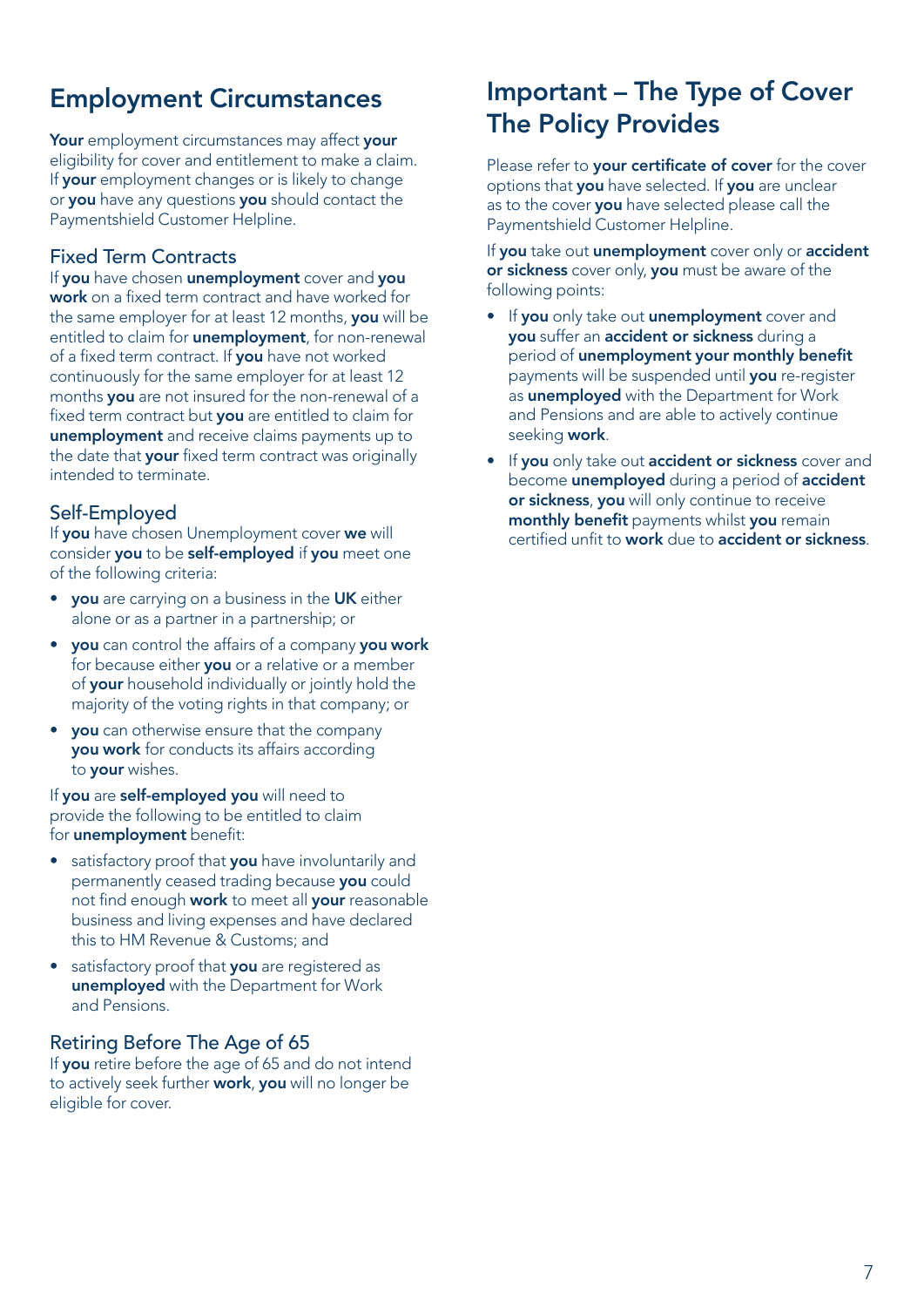## Employment Circumstances

**Your** employment circumstances may affect **your** eligibility for cover and entitlement to make a claim. If **your** employment changes or is likely to change or **you** have any questions **you** should contact the Paymentshield Customer Helpline.

### Fixed Term Contracts

If **you** have chosen **unemployment** cover and **you work** on a fixed term contract and have worked for the same employer for at least 12 months, **you** will be entitled to claim for **unemployment**, for non-renewal of a fixed term contract. If **you** have not worked continuously for the same employer for at least 12 months **you** are not insured for the non-renewal of a fixed term contract but **you** are entitled to claim for **unemployment** and receive claims payments up to the date that **your** fixed term contract was originally intended to terminate.

### Self-Employed

If **you** have chosen Unemployment cover **we** will consider **you** to be **self-employed** if **you** meet one of the following criteria:

- **you** are carrying on a business in the **UK** either alone or as a partner in a partnership; or
- **you** can control the affairs of a company **you work** for because either **you** or a relative or a member of **your** household individually or jointly hold the majority of the voting rights in that company; or
- **you** can otherwise ensure that the company **you work** for conducts its affairs according to **your** wishes.

If **you** are **self-employed you** will need to provide the following to be entitled to claim for **unemployment** benefit:

- satisfactory proof that **you** have involuntarily and permanently ceased trading because **you** could not find enough **work** to meet all **your** reasonable business and living expenses and have declared this to HM Revenue & Customs; and
- satisfactory proof that **you** are registered as **unemployed** with the Department for Work and Pensions.

### Retiring Before The Age of 65

If **you** retire before the age of 65 and do not intend to actively seek further **work**, **you** will no longer be eligible for cover.

## Important – The Type of Cover The Policy Provides

Please refer to **your certificate of cover** for the cover options that **you** have selected. If **you** are unclear as to the cover **you** have selected please call the Paymentshield Customer Helpline.

If **you** take out **unemployment** cover only or **accident or sickness** cover only, **you** must be aware of the following points:

- If **you** only take out **unemployment** cover and **you** suffer an **accident or sickness** during a period of **unemployment your monthly benefit** payments will be suspended until **you** re-register as **unemployed** with the Department for Work and Pensions and are able to actively continue seeking **work**.
- If **you** only take out **accident or sickness** cover and become **unemployed** during a period of **accident or sickness**, **you** will only continue to receive **monthly benefit** payments whilst **you** remain certified unfit to **work** due to **accident or sickness**.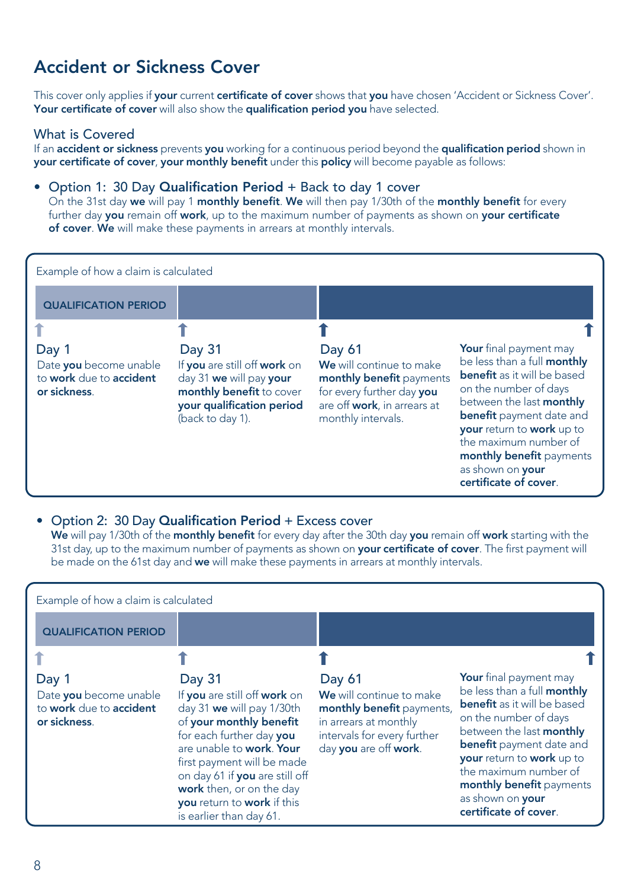# Accident or Sickness Cover

This cover only applies if **your** current **certificate of cover** shows that **you** have chosen 'Accident or Sickness Cover'. **Your certificate of cover** will also show the **qualification period you** have selected.

## What is Covered

If an **accident or sickness** prevents **you** working for a continuous period beyond the **qualification period** shown in **your certificate of cover**, **your monthly benefit** under this **policy** will become payable as follows:

- Option 1: 30 Day **Qualification Period** + Back to day 1 cover
  On the 31st day **we** will pay 1 **monthly benefit**. **We** will then pay 1/30th of the **monthly benefit** for every further day **you** remain off **work**, up to the maximum number of payments as shown on **your certificate of cover**. **We** will make these payments in arrears at monthly intervals.

Example of how a claim is calculated

| QUALIFICATION PERIOD | | | |
|---|---|---|---|
| **Day 1** Date **you** become unable to **work** due to **accident or sickness**. | **Day 31** If **you** are still off **work** on day 31 **we** will pay **your monthly benefit** to cover **your qualification period** (back to day 1). | **Day 61** **We** will continue to make **monthly benefit** payments for every further day **you** are off **work**, in arrears at monthly intervals. | **Your** final payment may be less than a full **monthly benefit** as it will be based on the number of days between the last **monthly benefit** payment date and **your** return to **work** up to the maximum number of **monthly benefit** payments as shown on **your certificate of cover**. |

- Option 2: 30 Day **Qualification Period** + Excess cover
  **We** will pay 1/30th of the **monthly benefit** for every day after the 30th day **you** remain off **work** starting with the 31st day, up to the maximum number of payments as shown on **your certificate of cover**. The first payment will be made on the 61st day and **we** will make these payments in arrears at monthly intervals.

Example of how a claim is calculated

| QUALIFICATION PERIOD | | | |
|---|---|---|---|
| **Day 1** Date **you** become unable to **work** due to **accident or sickness**. | **Day 31** If **you** are still off **work** on day 31 **we** will pay 1/30th of **your monthly benefit** for each further day **you** are unable to **work**. **Your** first payment will be made on day 61 if **you** are still off **work** then, or on the day **you** return to **work** if this is earlier than day 61. | **Day 61** **We** will continue to make **monthly benefit** payments, in arrears at monthly intervals for every further day **you** are off **work**. | **Your** final payment may be less than a full **monthly benefit** as it will be based on the number of days between the last **monthly benefit** payment date and **your** return to **work** up to the maximum number of **monthly benefit** payments as shown on **your certificate of cover**. |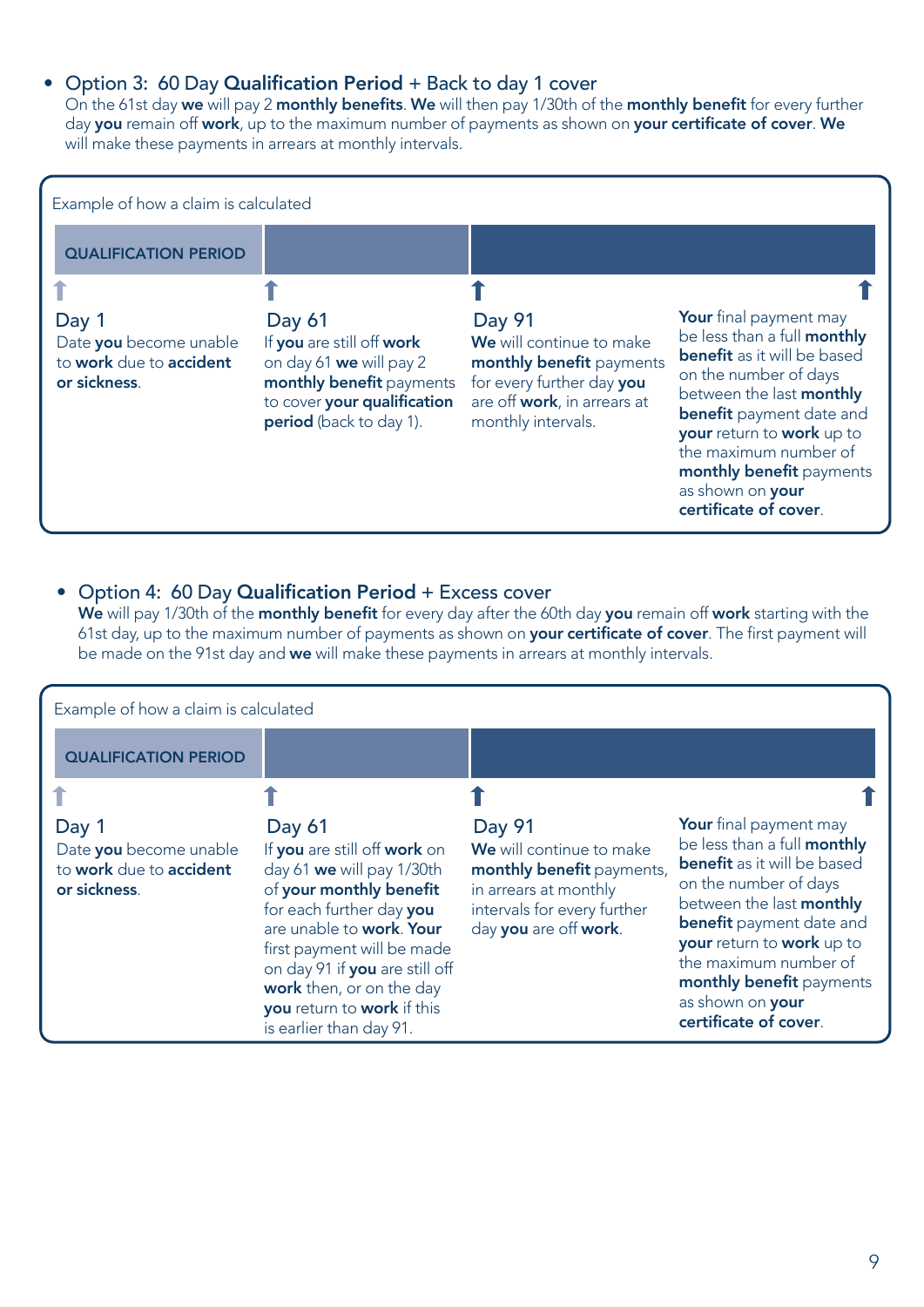- Option 3: 60 Day **Qualification Period** + Back to day 1 cover
  On the 61st day **we** will pay 2 **monthly benefits**. **We** will then pay 1/30th of the **monthly benefit** for every further day **you** remain off **work**, up to the maximum number of payments as shown on **your certificate of cover**. **We** will make these payments in arrears at monthly intervals.

Example of how a claim is calculated

| QUALIFICATION PERIOD | | | |
|---|---|---|---|
| **Day 1**<br>Date **you** become unable to **work** due to **accident or sickness**. | **Day 61**<br>If **you** are still off **work** on day 61 **we** will pay 2 **monthly benefit** payments to cover **your qualification period** (back to day 1). | **Day 91**<br>**We** will continue to make **monthly benefit** payments for every further day **you** are off **work**, in arrears at monthly intervals. | **Your** final payment may be less than a full **monthly benefit** as it will be based on the number of days between the last **monthly benefit** payment date and **your** return to **work** up to the maximum number of **monthly benefit** payments as shown on **your certificate of cover**. |

- Option 4: 60 Day **Qualification Period** + Excess cover
  **We** will pay 1/30th of the **monthly benefit** for every day after the 60th day **you** remain off **work** starting with the 61st day, up to the maximum number of payments as shown on **your certificate of cover**. The first payment will be made on the 91st day and **we** will make these payments in arrears at monthly intervals.

Example of how a claim is calculated

| QUALIFICATION PERIOD | | | |
|---|---|---|---|
| **Day 1**<br>Date **you** become unable to **work** due to **accident or sickness**. | **Day 61**<br>If **you** are still off **work** on day 61 **we** will pay 1/30th of **your monthly benefit** for each further day **you** are unable to **work**. **Your** first payment will be made on day 91 if **you** are still off **work** then, or on the day **you** return to **work** if this is earlier than day 91. | **Day 91**<br>**We** will continue to make **monthly benefit** payments, in arrears at monthly intervals for every further day **you** are off **work**. | **Your** final payment may be less than a full **monthly benefit** as it will be based on the number of days between the last **monthly benefit** payment date and **your** return to **work** up to the maximum number of **monthly benefit** payments as shown on **your certificate of cover**. |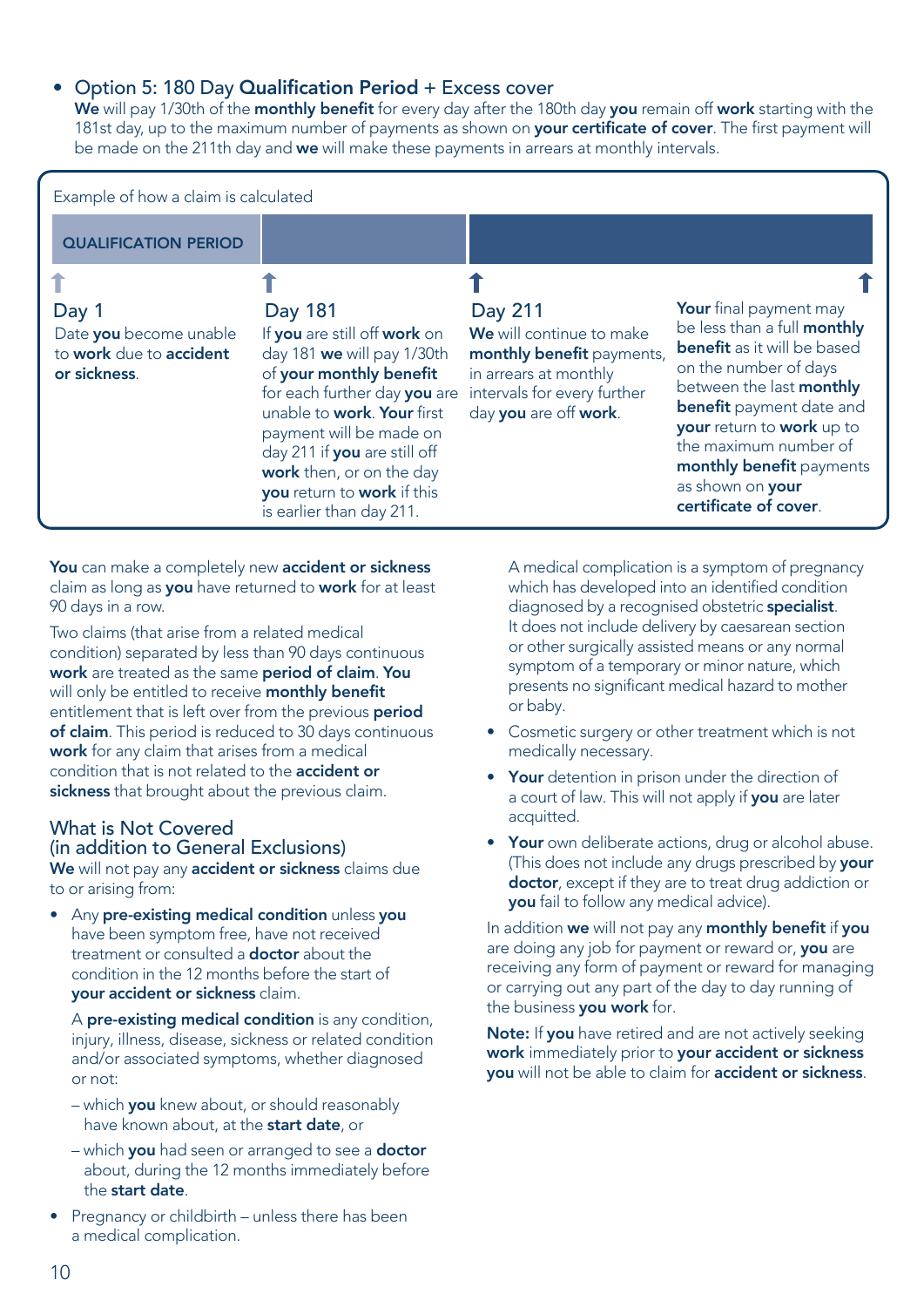- Option 5: 180 Day **Qualification Period** + Excess cover

**We** will pay 1/30th of the **monthly benefit** for every day after the 180th day **you** remain off **work** starting with the 181st day, up to the maximum number of payments as shown on **your certificate of cover**. The first payment will be made on the 211th day and **we** will make these payments in arrears at monthly intervals.

Example of how a claim is calculated

| QUALIFICATION PERIOD | | | |
|---|---|---|---|
| Day 1<br>Date **you** become unable to **work** due to **accident or sickness**. | Day 181<br>If **you** are still off **work** on day 181 **we** will pay 1/30th of **your monthly benefit** for each further day **you** are unable to **work**. **Your** first payment will be made on day 211 if **you** are still off **work** then, or on the day **you** return to **work** if this is earlier than day 211. | Day 211<br>**We** will continue to make **monthly benefit** payments, in arrears at monthly intervals for every further day **you** are off **work**. | **Your** final payment may be less than a full **monthly benefit** as it will be based on the number of days between the last **monthly benefit** payment date and **your** return to **work** up to the maximum number of **monthly benefit** payments as shown on **your certificate of cover**. |

**You** can make a completely new **accident or sickness** claim as long as **you** have returned to **work** for at least 90 days in a row.

Two claims (that arise from a related medical condition) separated by less than 90 days continuous **work** are treated as the same **period of claim**. **You** will only be entitled to receive **monthly benefit** entitlement that is left over from the previous **period of claim**. This period is reduced to 30 days continuous **work** for any claim that arises from a medical condition that is not related to the **accident or sickness** that brought about the previous claim.

## What is Not Covered (in addition to General Exclusions)

**We** will not pay any **accident or sickness** claims due to or arising from:

- Any **pre-existing medical condition** unless **you** have been symptom free, have not received treatment or consulted a **doctor** about the condition in the 12 months before the start of **your accident or sickness** claim.

  A **pre-existing medical condition** is any condition, injury, illness, disease, sickness or related condition and/or associated symptoms, whether diagnosed or not:

  – which **you** knew about, or should reasonably have known about, at the **start date**, or

  – which **you** had seen or arranged to see a **doctor** about, during the 12 months immediately before the **start date**.

- Pregnancy or childbirth – unless there has been a medical complication.

  A medical complication is a symptom of pregnancy which has developed into an identified condition diagnosed by a recognised obstetric **specialist**. It does not include delivery by caesarean section or other surgically assisted means or any normal symptom of a temporary or minor nature, which presents no significant medical hazard to mother or baby.

- Cosmetic surgery or other treatment which is not medically necessary.
- **Your** detention in prison under the direction of a court of law. This will not apply if **you** are later acquitted.
- **Your** own deliberate actions, drug or alcohol abuse. (This does not include any drugs prescribed by **your doctor**, except if they are to treat drug addiction or **you** fail to follow any medical advice).

In addition **we** will not pay any **monthly benefit** if **you** are doing any job for payment or reward or, **you** are receiving any form of payment or reward for managing or carrying out any part of the day to day running of the business **you work** for.

**Note:** If **you** have retired and are not actively seeking **work** immediately prior to **your accident or sickness you** will not be able to claim for **accident or sickness**.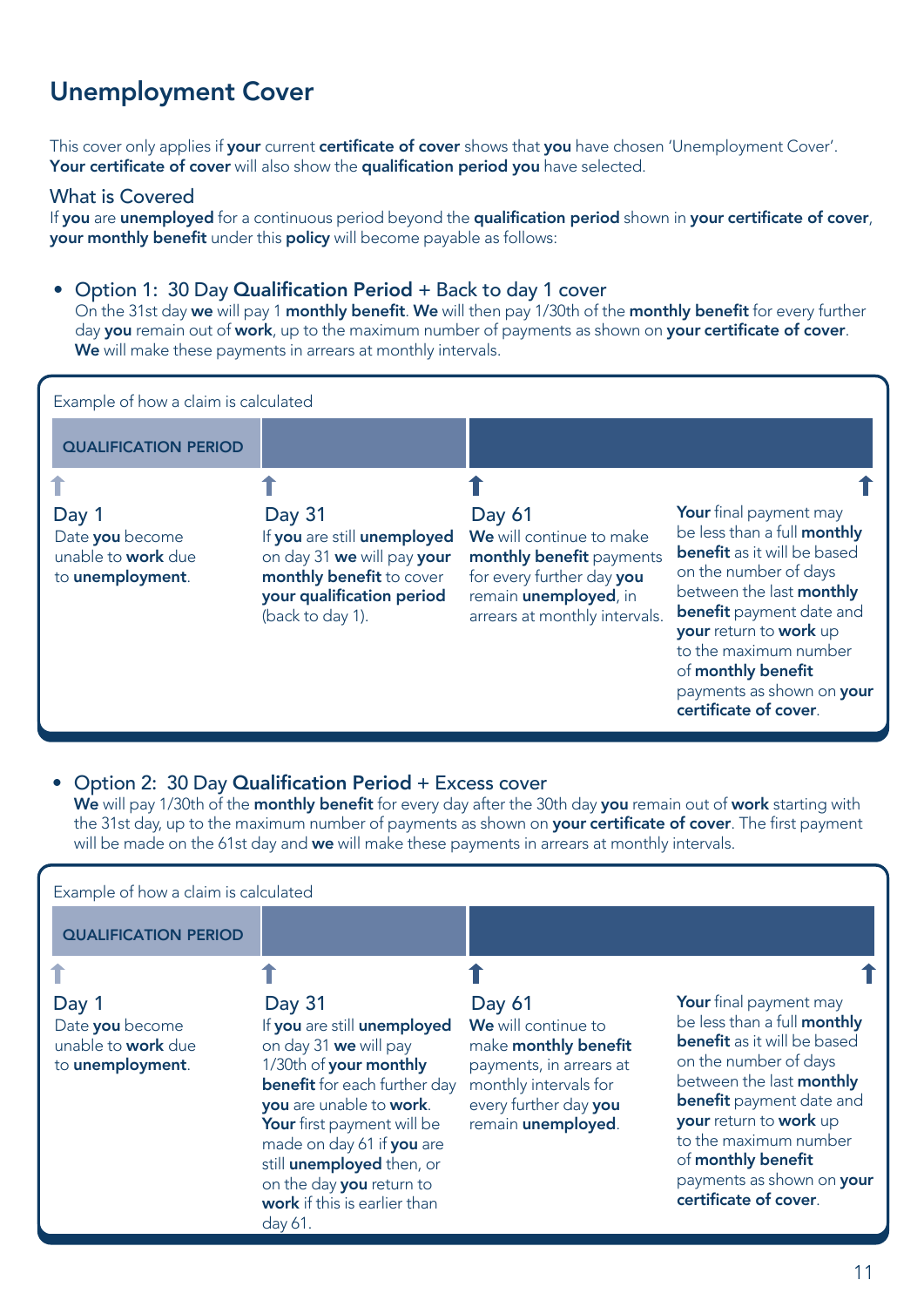# Unemployment Cover

This cover only applies if **your** current **certificate of cover** shows that **you** have chosen 'Unemployment Cover'. **Your certificate of cover** will also show the **qualification period you** have selected.

## What is Covered

If **you** are **unemployed** for a continuous period beyond the **qualification period** shown in **your certificate of cover**, **your monthly benefit** under this **policy** will become payable as follows:

- Option 1: 30 Day **Qualification Period** + Back to day 1 cover
  On the 31st day **we** will pay 1 **monthly benefit**. **We** will then pay 1/30th of the **monthly benefit** for every further day **you** remain out of **work**, up to the maximum number of payments as shown on **your certificate of cover**. **We** will make these payments in arrears at monthly intervals.

Example of how a claim is calculated

| QUALIFICATION PERIOD | | | |
|---|---|---|---|
| Day 1<br>Date **you** become unable to **work** due to **unemployment**. | Day 31<br>If **you** are still **unemployed** on day 31 **we** will pay **your monthly benefit** to cover **your qualification period** (back to day 1). | Day 61<br>**We** will continue to make **monthly benefit** payments for every further day **you** remain **unemployed**, in arrears at monthly intervals. | **Your** final payment may be less than a full **monthly benefit** as it will be based on the number of days between the last **monthly benefit** payment date and **your** return to **work** up to the maximum number of **monthly benefit** payments as shown on **your certificate of cover**. |

- Option 2: 30 Day **Qualification Period** + Excess cover
  **We** will pay 1/30th of the **monthly benefit** for every day after the 30th day **you** remain out of **work** starting with the 31st day, up to the maximum number of payments as shown on **your certificate of cover**. The first payment will be made on the 61st day and **we** will make these payments in arrears at monthly intervals.

Example of how a claim is calculated

| QUALIFICATION PERIOD | | | |
|---|---|---|---|
| Day 1<br>Date **you** become unable to **work** due to **unemployment**. | Day 31<br>If **you** are still **unemployed** on day 31 **we** will pay 1/30th of **your monthly benefit** for each further day **you** are unable to **work**. **Your** first payment will be made on day 61 if **you** are still **unemployed** then, or on the day **you** return to **work** if this is earlier than day 61. | Day 61<br>**We** will continue to make **monthly benefit** payments, in arrears at monthly intervals for every further day **you** remain **unemployed**. | **Your** final payment may be less than a full **monthly benefit** as it will be based on the number of days between the last **monthly benefit** payment date and **your** return to **work** up to the maximum number of **monthly benefit** payments as shown on **your certificate of cover**. |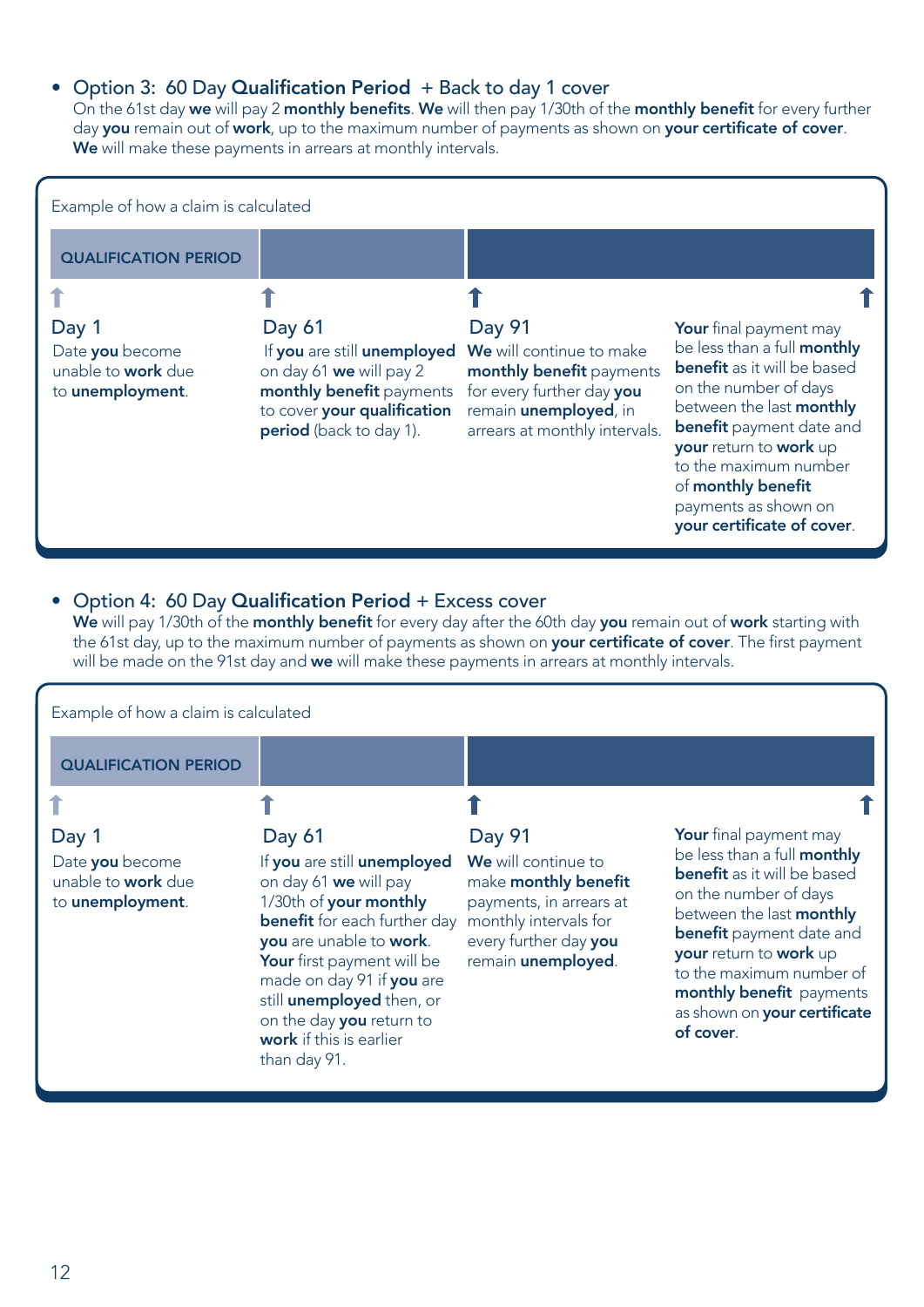- Option 3: 60 Day **Qualification Period** + Back to day 1 cover

  On the 61st day **we** will pay 2 **monthly benefits**. **We** will then pay 1/30th of the **monthly benefit** for every further day **you** remain out of **work**, up to the maximum number of payments as shown on **your certificate of cover**. **We** will make these payments in arrears at monthly intervals.

Example of how a claim is calculated

| QUALIFICATION PERIOD | | | |
|---|---|---|---|
| Day 1<br>Date **you** become unable to **work** due to **unemployment**. | Day 61<br>If **you** are still **unemployed** on day 61 **we** will pay 2 **monthly benefit** payments to cover **your qualification period** (back to day 1). | Day 91<br>**We** will continue to make **monthly benefit** payments for every further day **you** remain **unemployed**, in arrears at monthly intervals. | **Your** final payment may be less than a full **monthly benefit** as it will be based on the number of days between the last **monthly benefit** payment date and **your** return to **work** up to the maximum number of **monthly benefit** payments as shown on **your certificate of cover**. |

- Option 4: 60 Day **Qualification Period** + Excess cover

  **We** will pay 1/30th of the **monthly benefit** for every day after the 60th day **you** remain out of **work** starting with the 61st day, up to the maximum number of payments as shown on **your certificate of cover**. The first payment will be made on the 91st day and **we** will make these payments in arrears at monthly intervals.

Example of how a claim is calculated

| QUALIFICATION PERIOD | | | |
|---|---|---|---|
| Day 1<br>Date **you** become unable to **work** due to **unemployment**. | Day 61<br>If **you** are still **unemployed** on day 61 **we** will pay 1/30th of **your monthly benefit** for each further day **you** are unable to **work**. **Your** first payment will be made on day 91 if **you** are still **unemployed** then, or on the day **you** return to **work** if this is earlier than day 91. | Day 91<br>**We** will continue to make **monthly benefit** payments, in arrears at monthly intervals for every further day **you** remain **unemployed**. | **Your** final payment may be less than a full **monthly benefit** as it will be based on the number of days between the last **monthly benefit** payment date and **your** return to **work** up to the maximum number of **monthly benefit** payments as shown on **your certificate of cover**. |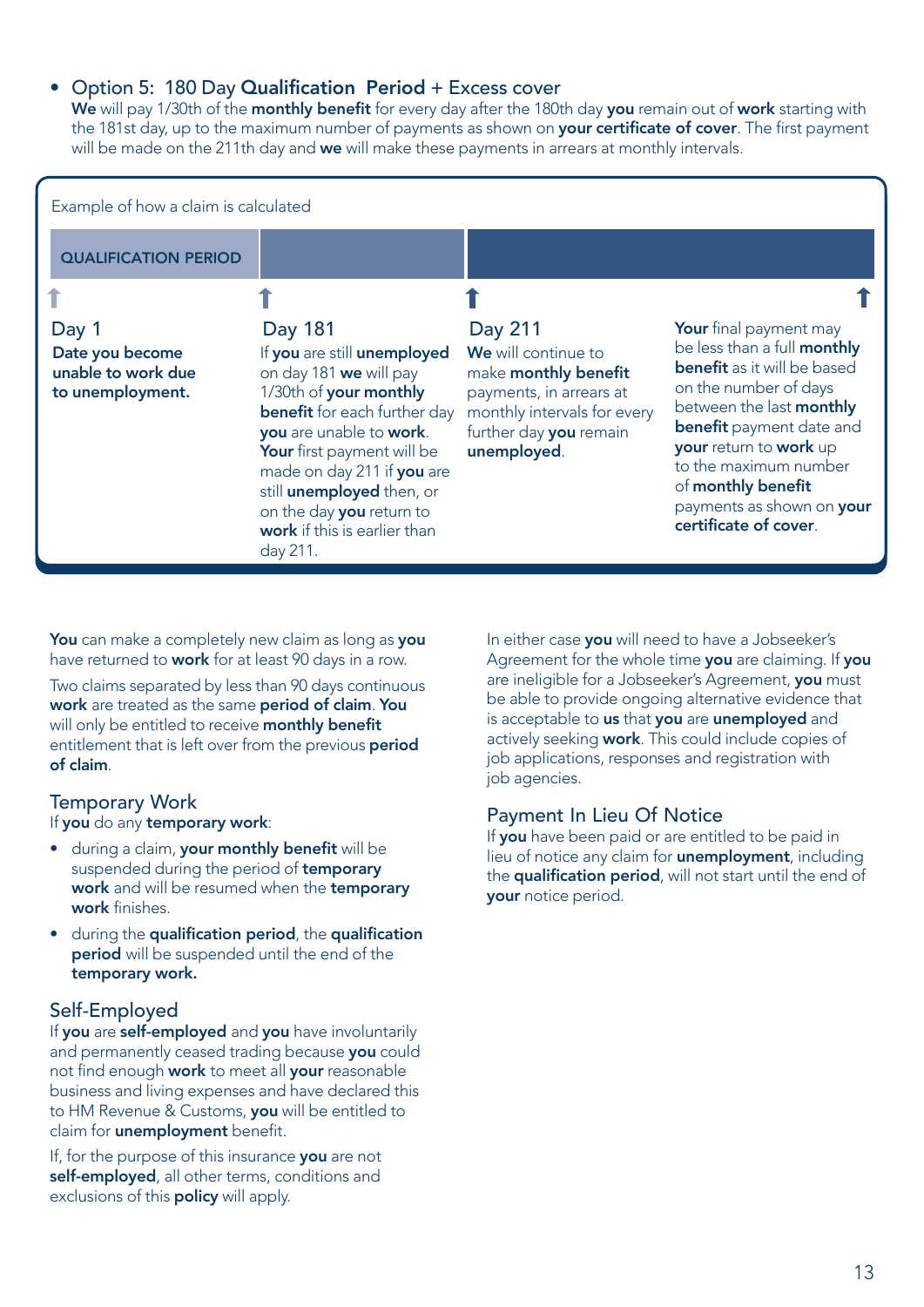- Option 5: 180 Day **Qualification Period** + Excess cover
  **We** will pay 1/30th of the **monthly benefit** for every day after the 180th day **you** remain out of **work** starting with the 181st day, up to the maximum number of payments as shown on **your certificate of cover**. The first payment will be made on the 211th day and **we** will make these payments in arrears at monthly intervals.

Example of how a claim is calculated

| QUALIFICATION PERIOD | | | |
|---|---|---|---|
| Day 1<br>**Date you become unable to work due to unemployment.** | Day 181<br>If **you** are still **unemployed** on day 181 **we** will pay 1/30th of **your monthly benefit** for each further day **you** are unable to **work**. **Your** first payment will be made on day 211 if **you** are still **unemployed** then, or on the day **you** return to **work** if this is earlier than day 211. | Day 211<br>**We** will continue to make **monthly benefit** payments, in arrears at monthly intervals for every further day **you** remain **unemployed**. | **Your** final payment may be less than a full **monthly benefit** as it will be based on the number of days between the last **monthly benefit** payment date and **your** return to **work** up to the maximum number of **monthly benefit** payments as shown on **your certificate of cover**. |

**You** can make a completely new claim as long as **you** have returned to **work** for at least 90 days in a row.

Two claims separated by less than 90 days continuous **work** are treated as the same **period of claim**. **You** will only be entitled to receive **monthly benefit** entitlement that is left over from the previous **period of claim**.

## Temporary Work

If **you** do any **temporary work**:

- during a claim, **your monthly benefit** will be suspended during the period of **temporary work** and will be resumed when the **temporary work** finishes.
- during the **qualification period**, the **qualification period** will be suspended until the end of the **temporary work.**

## Self-Employed

If **you** are **self-employed** and **you** have involuntarily and permanently ceased trading because **you** could not find enough **work** to meet all **your** reasonable business and living expenses and have declared this to HM Revenue & Customs, **you** will be entitled to claim for **unemployment** benefit.

If, for the purpose of this insurance **you** are not **self-employed**, all other terms, conditions and exclusions of this **policy** will apply.

In either case **you** will need to have a Jobseeker's Agreement for the whole time **you** are claiming. If **you** are ineligible for a Jobseeker's Agreement, **you** must be able to provide ongoing alternative evidence that is acceptable to **us** that **you** are **unemployed** and actively seeking **work**. This could include copies of job applications, responses and registration with job agencies.

## Payment In Lieu Of Notice

If **you** have been paid or are entitled to be paid in lieu of notice any claim for **unemployment**, including the **qualification period**, will not start until the end of **your** notice period.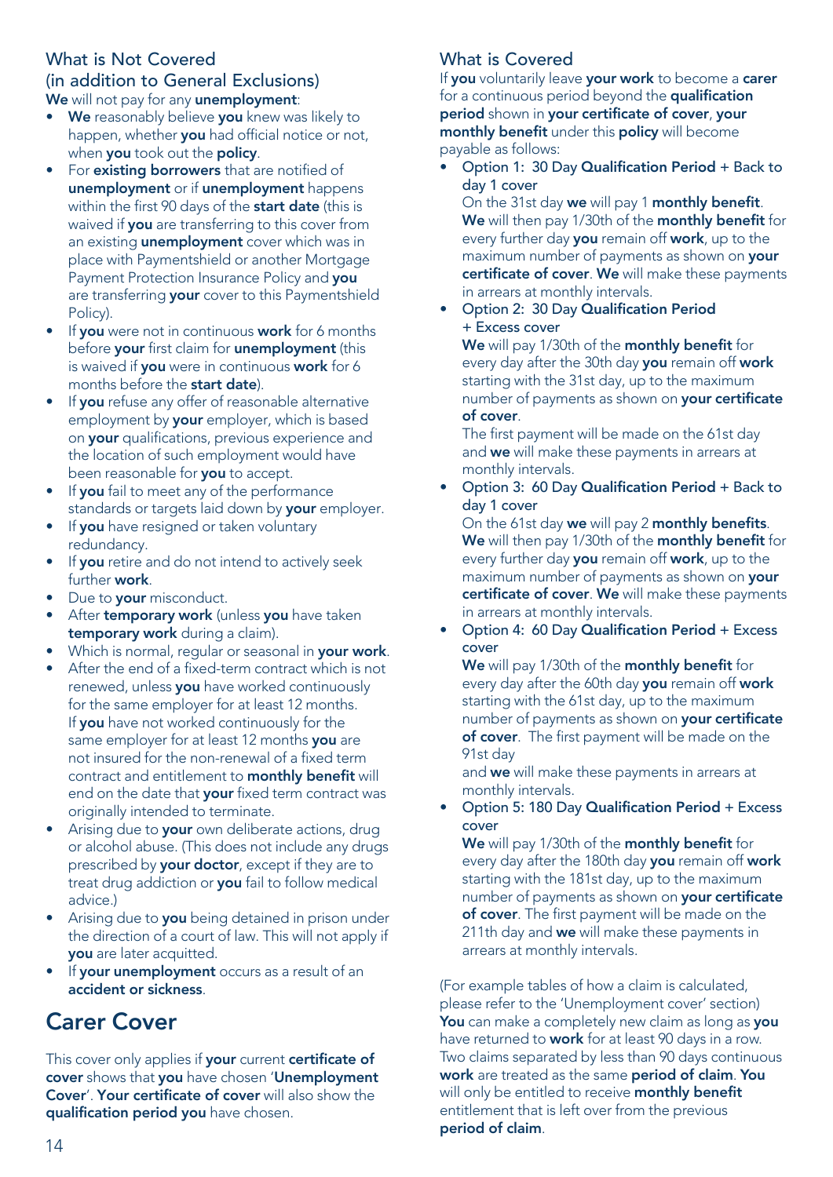### What is Not Covered (in addition to General Exclusions)

**We** will not pay for any **unemployment**:

- **We** reasonably believe **you** knew was likely to happen, whether **you** had official notice or not, when **you** took out the **policy**.
- For **existing borrowers** that are notified of **unemployment** or if **unemployment** happens within the first 90 days of the **start date** (this is waived if **you** are transferring to this cover from an existing **unemployment** cover which was in place with Paymentshield or another Mortgage Payment Protection Insurance Policy and **you** are transferring **your** cover to this Paymentshield Policy).
- If **you** were not in continuous **work** for 6 months before **your** first claim for **unemployment** (this is waived if **you** were in continuous **work** for 6 months before the **start date**).
- If **you** refuse any offer of reasonable alternative employment by **your** employer, which is based on **your** qualifications, previous experience and the location of such employment would have been reasonable for **you** to accept.
- If **you** fail to meet any of the performance standards or targets laid down by **your** employer.
- If **you** have resigned or taken voluntary redundancy.
- If **you** retire and do not intend to actively seek further **work**.
- Due to **your** misconduct.
- After **temporary work** (unless **you** have taken **temporary work** during a claim).
- Which is normal, regular or seasonal in **your work**.
- After the end of a fixed-term contract which is not renewed, unless **you** have worked continuously for the same employer for at least 12 months. If **you** have not worked continuously for the same employer for at least 12 months **you** are not insured for the non-renewal of a fixed term contract and entitlement to **monthly benefit** will end on the date that **your** fixed term contract was originally intended to terminate.
- Arising due to **your** own deliberate actions, drug or alcohol abuse. (This does not include any drugs prescribed by **your doctor**, except if they are to treat drug addiction or **you** fail to follow medical advice.)
- Arising due to **you** being detained in prison under the direction of a court of law. This will not apply if **you** are later acquitted.
- If **your unemployment** occurs as a result of an **accident or sickness**.

## Carer Cover

This cover only applies if **your** current **certificate of cover** shows that **you** have chosen '**Unemployment Cover**'. **Your certificate of cover** will also show the **qualification period you** have chosen.

### What is Covered

If **you** voluntarily leave **your work** to become a **carer** for a continuous period beyond the **qualification period** shown in **your certificate of cover**, **your monthly benefit** under this **policy** will become payable as follows:

- Option 1: 30 Day **Qualification Period** + Back to day 1 cover

  On the 31st day **we** will pay 1 **monthly benefit**. **We** will then pay 1/30th of the **monthly benefit** for every further day **you** remain off **work**, up to the maximum number of payments as shown on **your certificate of cover**. **We** will make these payments in arrears at monthly intervals.
- Option 2: 30 Day **Qualification Period** + Excess cover

  **We** will pay 1/30th of the **monthly benefit** for every day after the 30th day **you** remain off **work** starting with the 31st day, up to the maximum number of payments as shown on **your certificate of cover**.

  The first payment will be made on the 61st day and **we** will make these payments in arrears at monthly intervals.
- Option 3: 60 Day **Qualification Period** + Back to day 1 cover

  On the 61st day **we** will pay 2 **monthly benefits**. **We** will then pay 1/30th of the **monthly benefit** for every further day **you** remain off **work**, up to the maximum number of payments as shown on **your certificate of cover**. **We** will make these payments in arrears at monthly intervals.
- Option 4: 60 Day **Qualification Period** + Excess cover

  **We** will pay 1/30th of the **monthly benefit** for every day after the 60th day **you** remain off **work** starting with the 61st day, up to the maximum number of payments as shown on **your certificate of cover**. The first payment will be made on the 91st day

  and **we** will make these payments in arrears at monthly intervals.
- Option 5: 180 Day **Qualification Period** + Excess cover

  **We** will pay 1/30th of the **monthly benefit** for every day after the 180th day **you** remain off **work** starting with the 181st day, up to the maximum number of payments as shown on **your certificate of cover**. The first payment will be made on the 211th day and **we** will make these payments in arrears at monthly intervals.

(For example tables of how a claim is calculated, please refer to the 'Unemployment cover' section)

**You** can make a completely new claim as long as **you** have returned to **work** for at least 90 days in a row. Two claims separated by less than 90 days continuous **work** are treated as the same **period of claim**. **You** will only be entitled to receive **monthly benefit** entitlement that is left over from the previous **period of claim**.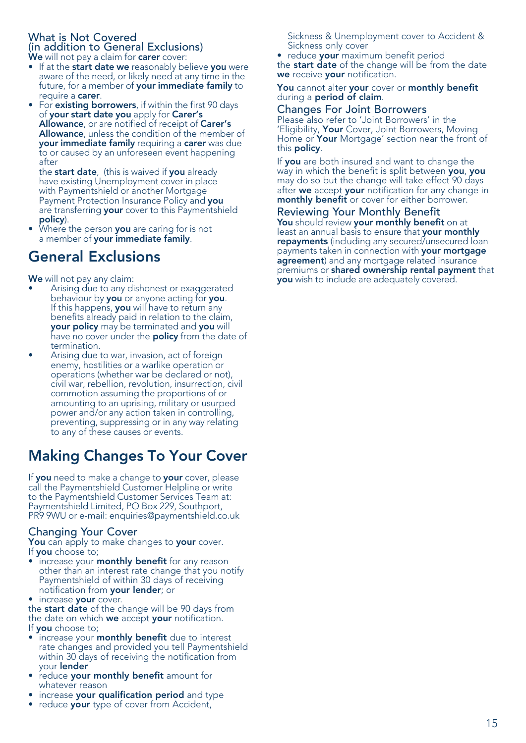### What is Not Covered (in addition to General Exclusions)

**We** will not pay a claim for **carer** cover:

- If at the **start date we** reasonably believe **you** were aware of the need, or likely need at any time in the future, for a member of **your immediate family** to require a **carer**.
- For **existing borrowers**, if within the first 90 days of **your start date you** apply for **Carer's Allowance**, or are notified of receipt of **Carer's Allowance**, unless the condition of the member of **your immediate family** requiring a **carer** was due to or caused by an unforeseen event happening after the **start date**, (this is waived if **you** already have existing Unemployment cover in place with Paymentshield or another Mortgage Payment Protection Insurance Policy and **you** are transferring **your** cover to this Paymentshield **policy**).
- Where the person **you** are caring for is not a member of **your immediate family**.

## General Exclusions

**We** will not pay any claim:

- Arising due to any dishonest or exaggerated behaviour by **you** or anyone acting for **you**. If this happens, **you** will have to return any benefits already paid in relation to the claim, **your policy** may be terminated and **you** will have no cover under the **policy** from the date of termination.
- Arising due to war, invasion, act of foreign enemy, hostilities or a warlike operation or operations (whether war be declared or not), civil war, rebellion, revolution, insurrection, civil commotion assuming the proportions of or amounting to an uprising, military or usurped power and/or any action taken in controlling, preventing, suppressing or in any way relating to any of these causes or events.

## Making Changes To Your Cover

If **you** need to make a change to **your** cover, please call the Paymentshield Customer Helpline or write to the Paymentshield Customer Services Team at: Paymentshield Limited, PO Box 229, Southport, PR9 9WU or e-mail: enquiries@paymentshield.co.uk

### Changing Your Cover

**You** can apply to make changes to **your** cover.

If **you** choose to;

- increase your **monthly benefit** for any reason other than an interest rate change that you notify Paymentshield of within 30 days of receiving notification from **your lender**; or
- increase **your** cover.

the **start date** of the change will be 90 days from the date on which **we** accept **your** notification.

If **you** choose to;

- increase your **monthly benefit** due to interest rate changes and provided you tell Paymentshield within 30 days of receiving the notification from your **lender**
- reduce **your monthly benefit** amount for whatever reason
- increase **your qualification period** and type
- reduce **your** type of cover from Accident, Sickness & Unemployment cover to Accident & Sickness only cover
- reduce **your** maximum benefit period

the **start date** of the change will be from the date **we** receive **your** notification.

**You** cannot alter **your** cover or **monthly benefit** during a **period of claim**.

### Changes For Joint Borrowers

Please also refer to 'Joint Borrowers' in the 'Eligibility, **Your** Cover, Joint Borrowers, Moving Home or **Your** Mortgage' section near the front of this **policy**.

If **you** are both insured and want to change the way in which the benefit is split between **you**, **you** may do so but the change will take effect 90 days after **we** accept **your** notification for any change in **monthly benefit** or cover for either borrower.

### Reviewing Your Monthly Benefit

**You** should review **your monthly benefit** on at least an annual basis to ensure that **your monthly repayments** (including any secured/unsecured loan payments taken in connection with **your mortgage agreement**) and any mortgage related insurance premiums or **shared ownership rental payment** that **you** wish to include are adequately covered.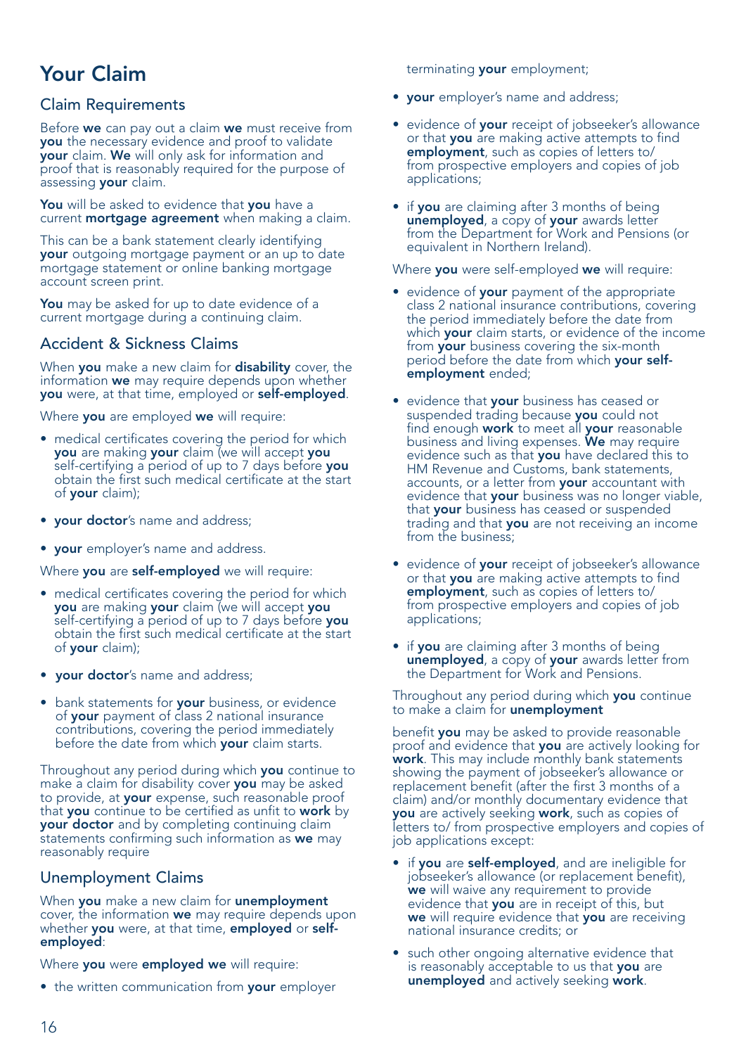# Your Claim

## Claim Requirements

Before **we** can pay out a claim **we** must receive from **you** the necessary evidence and proof to validate **your** claim. **We** will only ask for information and proof that is reasonably required for the purpose of assessing **your** claim.

**You** will be asked to evidence that **you** have a current **mortgage agreement** when making a claim.

This can be a bank statement clearly identifying **your** outgoing mortgage payment or an up to date mortgage statement or online banking mortgage account screen print.

**You** may be asked for up to date evidence of a current mortgage during a continuing claim.

## Accident & Sickness Claims

When **you** make a new claim for **disability** cover, the information **we** may require depends upon whether **you** were, at that time, employed or **self-employed**.

Where **you** are employed **we** will require:

- medical certificates covering the period for which **you** are making **your** claim (we will accept **you** self-certifying a period of up to 7 days before **you** obtain the first such medical certificate at the start of **your** claim);
- **your doctor**'s name and address;
- **your** employer's name and address.

Where **you** are **self-employed** we will require:

- medical certificates covering the period for which **you** are making **your** claim (we will accept **you** self-certifying a period of up to 7 days before **you** obtain the first such medical certificate at the start of **your** claim);
- **your doctor**'s name and address;
- bank statements for **your** business, or evidence of **your** payment of class 2 national insurance contributions, covering the period immediately before the date from which **your** claim starts.

Throughout any period during which **you** continue to make a claim for disability cover **you** may be asked to provide, at **your** expense, such reasonable proof that **you** continue to be certified as unfit to **work** by **your doctor** and by completing continuing claim statements confirming such information as **we** may reasonably require

## Unemployment Claims

When **you** make a new claim for **unemployment** cover, the information **we** may require depends upon whether **you** were, at that time, **employed** or **self-employed**:

Where **you** were **employed we** will require:

- the written communication from **your** employer terminating **your** employment;
- **your** employer's name and address;
- evidence of **your** receipt of jobseeker's allowance or that **you** are making active attempts to find **employment**, such as copies of letters to/ from prospective employers and copies of job applications;
- if **you** are claiming after 3 months of being **unemployed**, a copy of **your** awards letter from the Department for Work and Pensions (or equivalent in Northern Ireland).

Where **you** were self-employed **we** will require:

- evidence of **your** payment of the appropriate class 2 national insurance contributions, covering the period immediately before the date from which **your** claim starts, or evidence of the income from **your** business covering the six-month period before the date from which **your self-employment** ended;
- evidence that **your** business has ceased or suspended trading because **you** could not find enough **work** to meet all **your** reasonable business and living expenses. **We** may require evidence such as that **you** have declared this to HM Revenue and Customs, bank statements, accounts, or a letter from **your** accountant with evidence that **your** business was no longer viable, that **your** business has ceased or suspended trading and that **you** are not receiving an income from the business;
- evidence of **your** receipt of jobseeker's allowance or that **you** are making active attempts to find **employment**, such as copies of letters to/ from prospective employers and copies of job applications;
- if **you** are claiming after 3 months of being **unemployed**, a copy of **your** awards letter from the Department for Work and Pensions.

Throughout any period during which **you** continue to make a claim for **unemployment** benefit **you** may be asked to provide reasonable proof and evidence that **you** are actively looking for **work**. This may include monthly bank statements showing the payment of jobseeker's allowance or replacement benefit (after the first 3 months of a claim) and/or monthly documentary evidence that **you** are actively seeking **work**, such as copies of letters to/ from prospective employers and copies of job applications except:

- if **you** are **self-employed**, and are ineligible for jobseeker's allowance (or replacement benefit), **we** will waive any requirement to provide evidence that **you** are in receipt of this, but **we** will require evidence that **you** are receiving national insurance credits; or
- such other ongoing alternative evidence that is reasonably acceptable to us that **you** are **unemployed** and actively seeking **work**.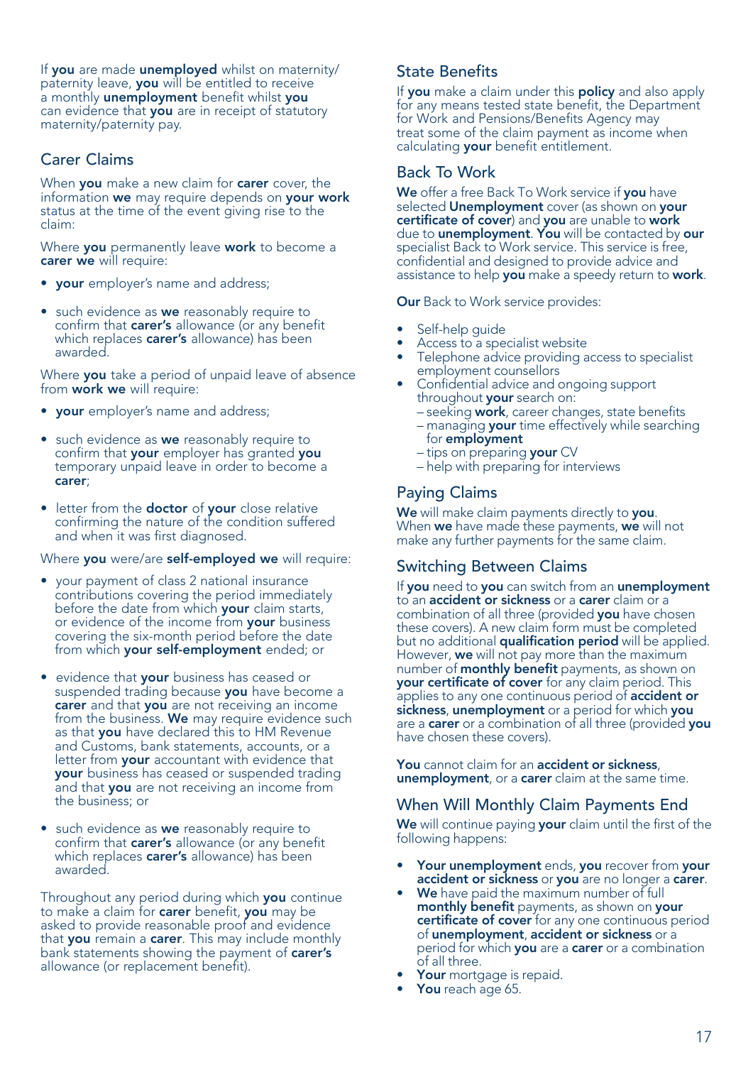If **you** are made **unemployed** whilst on maternity/paternity leave, **you** will be entitled to receive a monthly **unemployment** benefit whilst **you** can evidence that **you** are in receipt of statutory maternity/paternity pay.

## Carer Claims

When **you** make a new claim for **carer** cover, the information **we** may require depends on **your work** status at the time of the event giving rise to the claim:

Where **you** permanently leave **work** to become a **carer we** will require:

- **your** employer's name and address;
- such evidence as **we** reasonably require to confirm that **carer's** allowance (or any benefit which replaces **carer's** allowance) has been awarded.

Where **you** take a period of unpaid leave of absence from **work we** will require:

- **your** employer's name and address;
- such evidence as **we** reasonably require to confirm that **your** employer has granted **you** temporary unpaid leave in order to become a **carer**;
- letter from the **doctor** of **your** close relative confirming the nature of the condition suffered and when it was first diagnosed.

Where **you** were/are **self-employed we** will require:

- your payment of class 2 national insurance contributions covering the period immediately before the date from which **your** claim starts, or evidence of the income from **your** business covering the six-month period before the date from which **your self-employment** ended; or
- evidence that **your** business has ceased or suspended trading because **you** have become a **carer** and that **you** are not receiving an income from the business. **We** may require evidence such as that **you** have declared this to HM Revenue and Customs, bank statements, accounts, or a letter from **your** accountant with evidence that **your** business has ceased or suspended trading and that **you** are not receiving an income from the business; or
- such evidence as **we** reasonably require to confirm that **carer's** allowance (or any benefit which replaces **carer's** allowance) has been awarded.

Throughout any period during which **you** continue to make a claim for **carer** benefit, **you** may be asked to provide reasonable proof and evidence that **you** remain a **carer**. This may include monthly bank statements showing the payment of **carer's** allowance (or replacement benefit).

## State Benefits

If **you** make a claim under this **policy** and also apply for any means tested state benefit, the Department for Work and Pensions/Benefits Agency may treat some of the claim payment as income when calculating **your** benefit entitlement.

## Back To Work

**We** offer a free Back To Work service if **you** have selected **Unemployment** cover (as shown on **your certificate of cover**) and **you** are unable to **work** due to **unemployment**. **You** will be contacted by **our** specialist Back to Work service. This service is free, confidential and designed to provide advice and assistance to help **you** make a speedy return to **work**.

**Our** Back to Work service provides:

- Self-help guide
- Access to a specialist website
- Telephone advice providing access to specialist employment counsellors
- Confidential advice and ongoing support throughout **your** search on:
  - seeking **work**, career changes, state benefits
  - managing **your** time effectively while searching for **employment**
  - tips on preparing **your** CV
  - help with preparing for interviews

## Paying Claims

**We** will make claim payments directly to **you**. When **we** have made these payments, **we** will not make any further payments for the same claim.

## Switching Between Claims

If **you** need to **you** can switch from an **unemployment** to an **accident or sickness** or a **carer** claim or a combination of all three (provided **you** have chosen these covers). A new claim form must be completed but no additional **qualification period** will be applied. However, **we** will not pay more than the maximum number of **monthly benefit** payments, as shown on **your certificate of cover** for any claim period. This applies to any one continuous period of **accident or sickness**, **unemployment** or a period for which **you** are a **carer** or a combination of all three (provided **you** have chosen these covers).

**You** cannot claim for an **accident or sickness**, **unemployment**, or a **carer** claim at the same time.

## When Will Monthly Claim Payments End

**We** will continue paying **your** claim until the first of the following happens:

- **Your unemployment** ends, **you** recover from **your accident or sickness** or **you** are no longer a **carer**.
- **We** have paid the maximum number of full **monthly benefit** payments, as shown on **your certificate of cover** for any one continuous period of **unemployment**, **accident or sickness** or a period for which **you** are a **carer** or a combination of all three.
- **Your** mortgage is repaid.
- **You** reach age 65.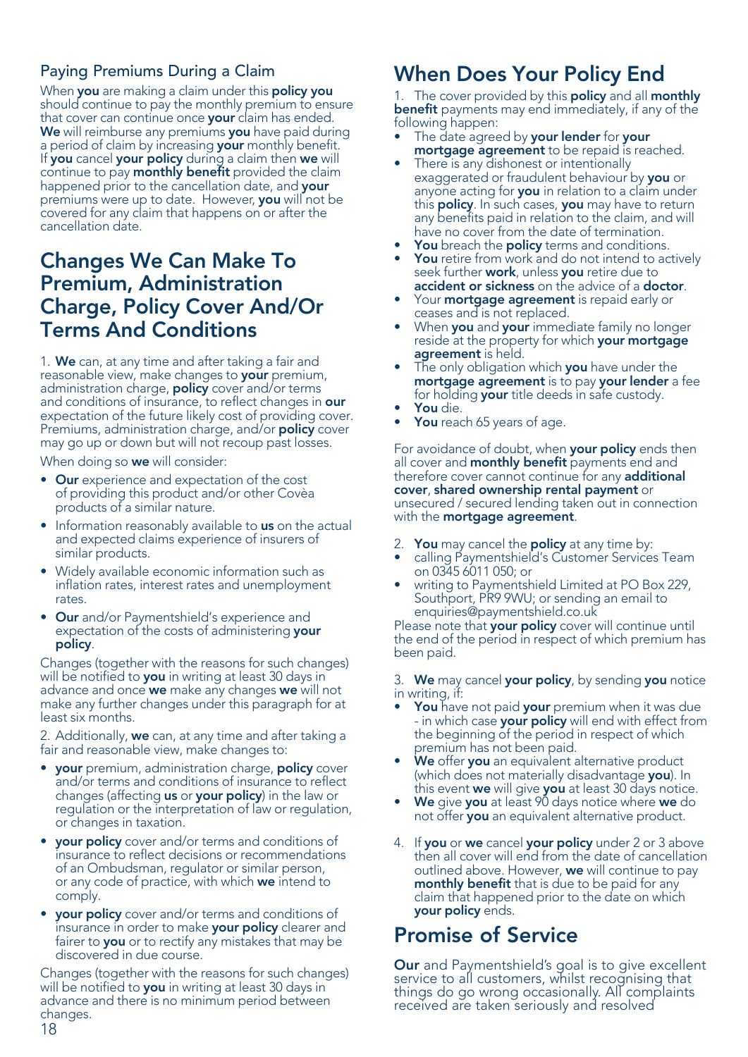### Paying Premiums During a Claim

When **you** are making a claim under this **policy you** should continue to pay the monthly premium to ensure that cover can continue once **your** claim has ended. **We** will reimburse any premiums **you** have paid during a period of claim by increasing **your** monthly benefit. If **you** cancel **your policy** during a claim then **we** will continue to pay **monthly benefit** provided the claim happened prior to the cancellation date, and **your** premiums were up to date. However, **you** will not be covered for any claim that happens on or after the cancellation date.

## Changes We Can Make To Premium, Administration Charge, Policy Cover And/Or Terms And Conditions

1. **We** can, at any time and after taking a fair and reasonable view, make changes to **your** premium, administration charge, **policy** cover and/or terms and conditions of insurance, to reflect changes in **our** expectation of the future likely cost of providing cover. Premiums, administration charge, and/or **policy** cover may go up or down but will not recoup past losses.

When doing so **we** will consider:

- **Our** experience and expectation of the cost of providing this product and/or other Covèa products of a similar nature.
- Information reasonably available to **us** on the actual and expected claims experience of insurers of similar products.
- Widely available economic information such as inflation rates, interest rates and unemployment rates.
- **Our** and/or Paymentshield's experience and expectation of the costs of administering **your policy**.

Changes (together with the reasons for such changes) will be notified to **you** in writing at least 30 days in advance and once **we** make any changes **we** will not make any further changes under this paragraph for at least six months.

2. Additionally, **we** can, at any time and after taking a fair and reasonable view, make changes to:

- **your** premium, administration charge, **policy** cover and/or terms and conditions of insurance to reflect changes (affecting **us** or **your policy**) in the law or regulation or the interpretation of law or regulation, or changes in taxation.
- **your policy** cover and/or terms and conditions of insurance to reflect decisions or recommendations of an Ombudsman, regulator or similar person, or any code of practice, with which **we** intend to comply.
- **your policy** cover and/or terms and conditions of insurance in order to make **your policy** clearer and fairer to **you** or to rectify any mistakes that may be discovered in due course.

Changes (together with the reasons for such changes) will be notified to **you** in writing at least 30 days in advance and there is no minimum period between changes.

## When Does Your Policy End

1. The cover provided by this **policy** and all **monthly benefit** payments may end immediately, if any of the following happen:

- The date agreed by **your lender** for **your mortgage agreement** to be repaid is reached.
- There is any dishonest or intentionally exaggerated or fraudulent behaviour by **you** or anyone acting for **you** in relation to a claim under this **policy**. In such cases, **you** may have to return any benefits paid in relation to the claim, and will have no cover from the date of termination.
- **You** breach the **policy** terms and conditions.
- **You** retire from work and do not intend to actively seek further **work**, unless **you** retire due to **accident or sickness** on the advice of a **doctor**.
- Your **mortgage agreement** is repaid early or ceases and is not replaced.
- When **you** and **your** immediate family no longer reside at the property for which **your mortgage agreement** is held.
- The only obligation which **you** have under the **mortgage agreement** is to pay **your lender** a fee for holding **your** title deeds in safe custody.
- **You** die.
- **You** reach 65 years of age.

For avoidance of doubt, when **your policy** ends then all cover and **monthly benefit** payments end and therefore cover cannot continue for any **additional cover**, **shared ownership rental payment** or unsecured / secured lending taken out in connection with the **mortgage agreement**.

2. **You** may cancel the **policy** at any time by:

- calling Paymentshield's Customer Services Team on 0345 6011 050; or
- writing to Paymentshield Limited at PO Box 229, Southport, PR9 9WU; or sending an email to enquiries@paymentshield.co.uk

Please note that **your policy** cover will continue until the end of the period in respect of which premium has been paid.

3. **We** may cancel **your policy**, by sending **you** notice in writing, if:

- **You** have not paid **your** premium when it was due - in which case **your policy** will end with effect from the beginning of the period in respect of which premium has not been paid.
- **We** offer **you** an equivalent alternative product (which does not materially disadvantage **you**). In this event **we** will give **you** at least 30 days notice.
- **We** give **you** at least 90 days notice where **we** do not offer **you** an equivalent alternative product.

4. If **you** or **we** cancel **your policy** under 2 or 3 above then all cover will end from the date of cancellation outlined above. However, **we** will continue to pay **monthly benefit** that is due to be paid for any claim that happened prior to the date on which **your policy** ends.

## Promise of Service

**Our** and Paymentshield's goal is to give excellent service to all customers, whilst recognising that things do go wrong occasionally. All complaints received are taken seriously and resolved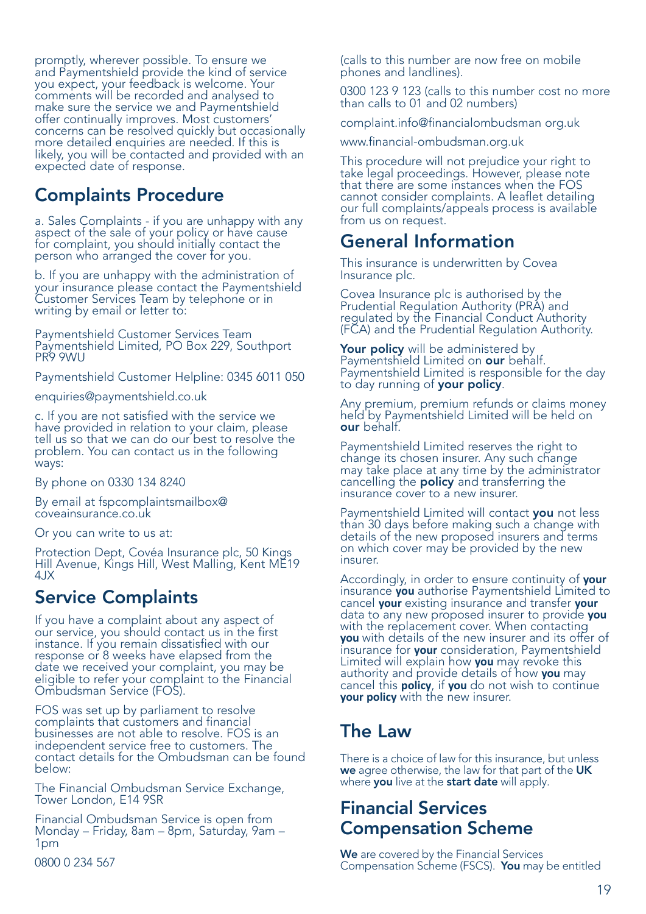promptly, wherever possible. To ensure we and Paymentshield provide the kind of service you expect, your feedback is welcome. Your comments will be recorded and analysed to make sure the service we and Paymentshield offer continually improves. Most customers' concerns can be resolved quickly but occasionally more detailed enquiries are needed. If this is likely, you will be contacted and provided with an expected date of response.

## Complaints Procedure

a. Sales Complaints - if you are unhappy with any aspect of the sale of your policy or have cause for complaint, you should initially contact the person who arranged the cover for you.

b. If you are unhappy with the administration of your insurance please contact the Paymentshield Customer Services Team by telephone or in writing by email or letter to:

Paymentshield Customer Services Team
Paymentshield Limited, PO Box 229, Southport PR9 9WU

Paymentshield Customer Helpline: 0345 6011 050

enquiries@paymentshield.co.uk

c. If you are not satisfied with the service we have provided in relation to your claim, please tell us so that we can do our best to resolve the problem. You can contact us in the following ways:

By phone on 0330 134 8240

By email at fspcomplaintsmailbox@coveainsurance.co.uk

Or you can write to us at:

Protection Dept, Covéa Insurance plc, 50 Kings Hill Avenue, Kings Hill, West Malling, Kent ME19 4JX

## Service Complaints

If you have a complaint about any aspect of our service, you should contact us in the first instance. If you remain dissatisfied with our response or 8 weeks have elapsed from the date we received your complaint, you may be eligible to refer your complaint to the Financial Ombudsman Service (FOS).

FOS was set up by parliament to resolve complaints that customers and financial businesses are not able to resolve. FOS is an independent service free to customers. The contact details for the Ombudsman can be found below:

The Financial Ombudsman Service Exchange, Tower London, E14 9SR

Financial Ombudsman Service is open from Monday – Friday, 8am – 8pm, Saturday, 9am – 1pm

0800 0 234 567 (calls to this number are now free on mobile phones and landlines).

0300 123 9 123 (calls to this number cost no more than calls to 01 and 02 numbers)

complaint.info@financialombudsman org.uk

www.financial-ombudsman.org.uk

This procedure will not prejudice your right to take legal proceedings. However, please note that there are some instances when the FOS cannot consider complaints. A leaflet detailing our full complaints/appeals process is available from us on request.

## General Information

This insurance is underwritten by Covea Insurance plc.

Covea Insurance plc is authorised by the Prudential Regulation Authority (PRA) and regulated by the Financial Conduct Authority (FCA) and the Prudential Regulation Authority.

**Your policy** will be administered by Paymentshield Limited on **our** behalf. Paymentshield Limited is responsible for the day to day running of **your policy**.

Any premium, premium refunds or claims money held by Paymentshield Limited will be held on **our** behalf.

Paymentshield Limited reserves the right to change its chosen insurer. Any such change may take place at any time by the administrator cancelling the **policy** and transferring the insurance cover to a new insurer.

Paymentshield Limited will contact **you** not less than 30 days before making such a change with details of the new proposed insurers and terms on which cover may be provided by the new insurer.

Accordingly, in order to ensure continuity of **your** insurance **you** authorise Paymentshield Limited to cancel **your** existing insurance and transfer **your** data to any new proposed insurer to provide **you** with the replacement cover. When contacting **you** with details of the new insurer and its offer of insurance for **your** consideration, Paymentshield Limited will explain how **you** may revoke this authority and provide details of how **you** may cancel this **policy**, if **you** do not wish to continue **your policy** with the new insurer.

## The Law

There is a choice of law for this insurance, but unless **we** agree otherwise, the law for that part of the **UK** where **you** live at the **start date** will apply.

## Financial Services Compensation Scheme

**We** are covered by the Financial Services Compensation Scheme (FSCS). **You** may be entitled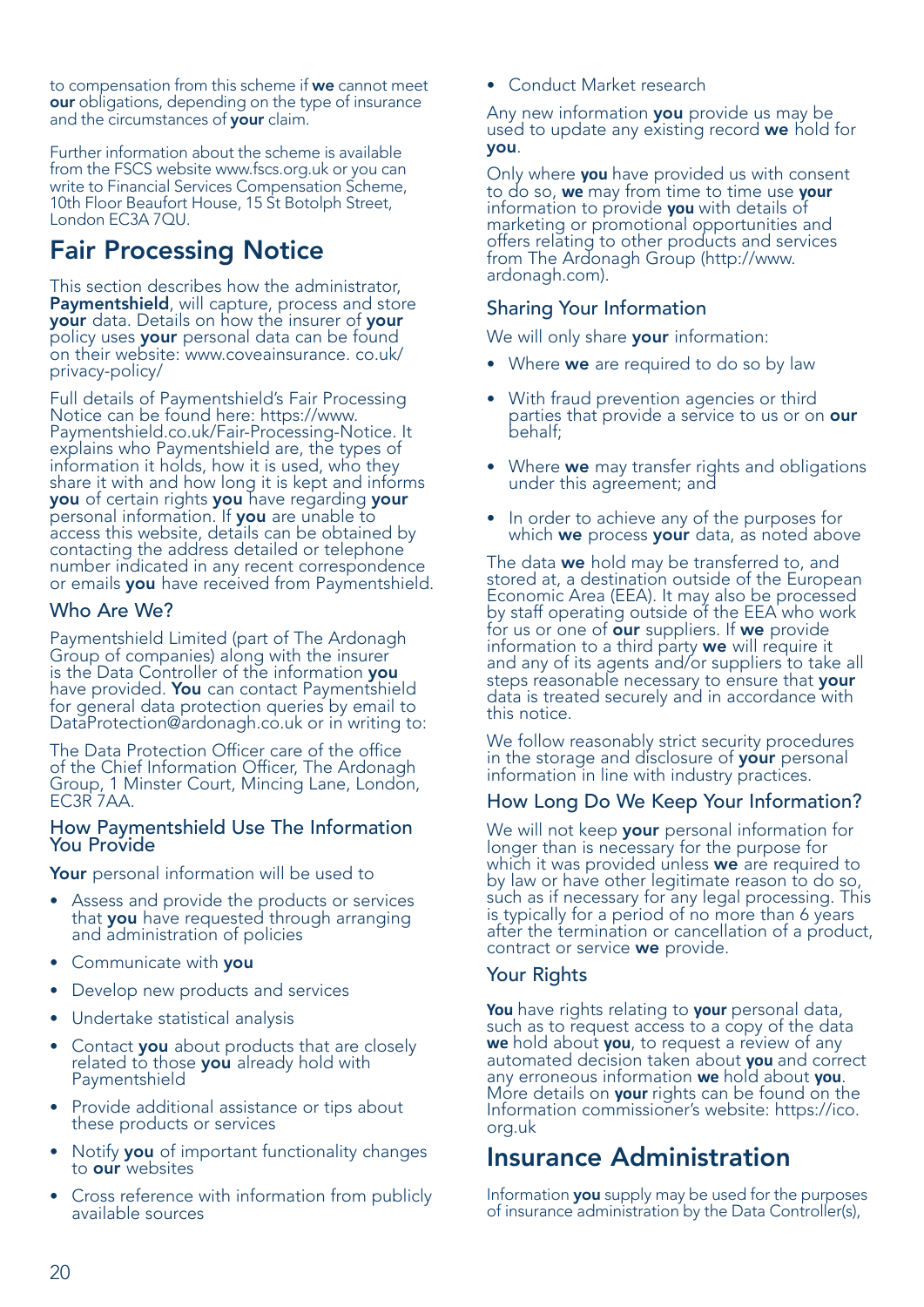to compensation from this scheme if **we** cannot meet **our** obligations, depending on the type of insurance and the circumstances of **your** claim.

Further information about the scheme is available from the FSCS website www.fscs.org.uk or you can write to Financial Services Compensation Scheme, 10th Floor Beaufort House, 15 St Botolph Street, London EC3A 7QU.

## Fair Processing Notice

This section describes how the administrator, **Paymentshield**, will capture, process and store **your** data. Details on how the insurer of **your** policy uses **your** personal data can be found on their website: www.coveainsurance. co.uk/ privacy-policy/

Full details of Paymentshield's Fair Processing Notice can be found here: https://www. Paymentshield.co.uk/Fair-Processing-Notice. It explains who Paymentshield are, the types of information it holds, how it is used, who they share it with and how long it is kept and informs **you** of certain rights **you** have regarding **your** personal information. If **you** are unable to access this website, details can be obtained by contacting the address detailed or telephone number indicated in any recent correspondence or emails **you** have received from Paymentshield.

### Who Are We?

Paymentshield Limited (part of The Ardonagh Group of companies) along with the insurer is the Data Controller of the information **you** have provided. **You** can contact Paymentshield for general data protection queries by email to DataProtection@ardonagh.co.uk or in writing to:

The Data Protection Officer care of the office of the Chief Information Officer, The Ardonagh Group, 1 Minster Court, Mincing Lane, London, EC3R 7AA.

### How Paymentshield Use The Information You Provide

**Your** personal information will be used to

- Assess and provide the products or services that **you** have requested through arranging and administration of policies
- Communicate with **you**
- Develop new products and services
- Undertake statistical analysis
- Contact **you** about products that are closely related to those **you** already hold with Paymentshield
- Provide additional assistance or tips about these products or services
- Notify **you** of important functionality changes to **our** websites
- Cross reference with information from publicly available sources
- Conduct Market research

Any new information **you** provide us may be used to update any existing record **we** hold for **you**.

Only where **you** have provided us with consent to do so, **we** may from time to time use **your** information to provide **you** with details of marketing or promotional opportunities and offers relating to other products and services from The Ardonagh Group (http://www. ardonagh.com).

### Sharing Your Information

We will only share **your** information:

- Where **we** are required to do so by law
- With fraud prevention agencies or third parties that provide a service to us or on **our** behalf;
- Where **we** may transfer rights and obligations under this agreement; and
- In order to achieve any of the purposes for which **we** process **your** data, as noted above

The data **we** hold may be transferred to, and stored at, a destination outside of the European Economic Area (EEA). It may also be processed by staff operating outside of the EEA who work for us or one of **our** suppliers. If **we** provide information to a third party **we** will require it and any of its agents and/or suppliers to take all steps reasonable necessary to ensure that **your** data is treated securely and in accordance with this notice.

We follow reasonably strict security procedures in the storage and disclosure of **your** personal information in line with industry practices.

### How Long Do We Keep Your Information?

We will not keep **your** personal information for longer than is necessary for the purpose for which it was provided unless **we** are required to by law or have other legitimate reason to do so, such as if necessary for any legal processing. This is typically for a period of no more than 6 years after the termination or cancellation of a product, contract or service **we** provide.

### Your Rights

**You** have rights relating to **your** personal data, such as to request access to a copy of the data **we** hold about **you**, to request a review of any automated decision taken about **you** and correct any erroneous information **we** hold about **you**. More details on **your** rights can be found on the Information commissioner's website: https://ico. org.uk

## Insurance Administration

Information **you** supply may be used for the purposes of insurance administration by the Data Controller(s),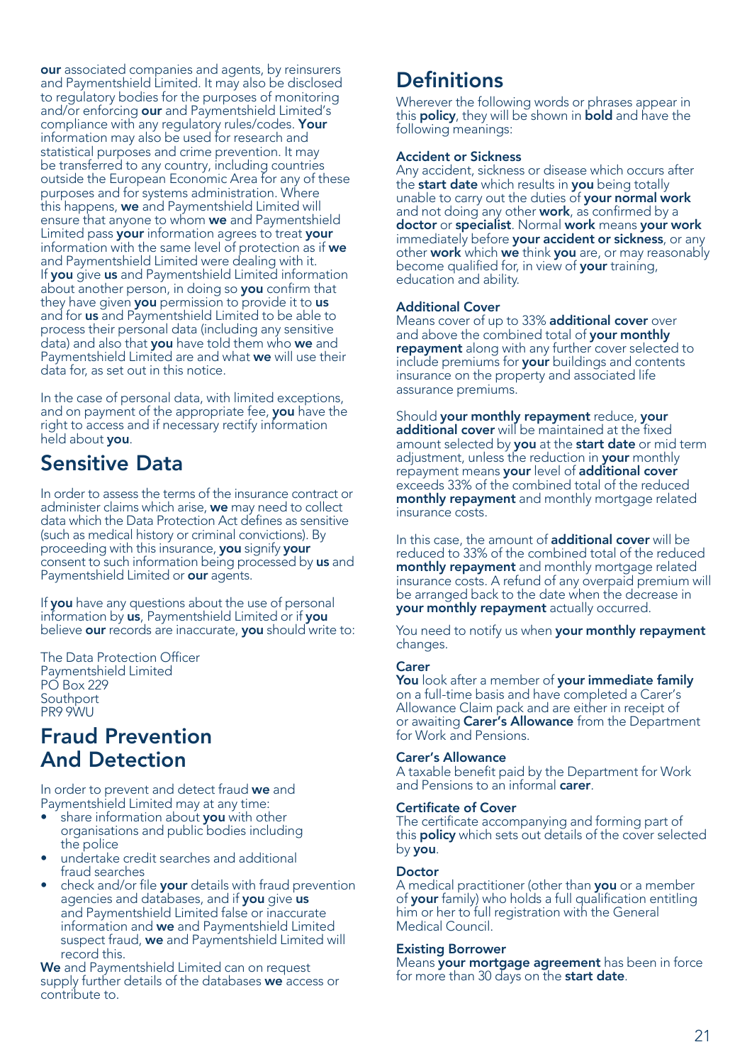**our** associated companies and agents, by reinsurers and Paymentshield Limited. It may also be disclosed to regulatory bodies for the purposes of monitoring and/or enforcing **our** and Paymentshield Limited's compliance with any regulatory rules/codes. **Your** information may also be used for research and statistical purposes and crime prevention. It may be transferred to any country, including countries outside the European Economic Area for any of these purposes and for systems administration. Where this happens, **we** and Paymentshield Limited will ensure that anyone to whom **we** and Paymentshield Limited pass **your** information agrees to treat **your** information with the same level of protection as if **we** and Paymentshield Limited were dealing with it. If **you** give **us** and Paymentshield Limited information about another person, in doing so **you** confirm that they have given **you** permission to provide it to **us** and for **us** and Paymentshield Limited to be able to process their personal data (including any sensitive data) and also that **you** have told them who **we** and Paymentshield Limited are and what **we** will use their data for, as set out in this notice.

In the case of personal data, with limited exceptions, and on payment of the appropriate fee, **you** have the right to access and if necessary rectify information held about **you**.

## Sensitive Data

In order to assess the terms of the insurance contract or administer claims which arise, **we** may need to collect data which the Data Protection Act defines as sensitive (such as medical history or criminal convictions). By proceeding with this insurance, **you** signify **your** consent to such information being processed by **us** and Paymentshield Limited or **our** agents.

If **you** have any questions about the use of personal information by **us**, Paymentshield Limited or if **you** believe **our** records are inaccurate, **you** should write to:

The Data Protection Officer
Paymentshield Limited
PO Box 229
Southport
PR9 9WU

## Fraud Prevention And Detection

In order to prevent and detect fraud **we** and Paymentshield Limited may at any time:

- share information about **you** with other organisations and public bodies including the police
- undertake credit searches and additional fraud searches
- check and/or file **your** details with fraud prevention agencies and databases, and if **you** give **us** and Paymentshield Limited false or inaccurate information and **we** and Paymentshield Limited suspect fraud, **we** and Paymentshield Limited will record this.

**We** and Paymentshield Limited can on request supply further details of the databases **we** access or contribute to.

## Definitions

Wherever the following words or phrases appear in this **policy**, they will be shown in **bold** and have the following meanings:

### Accident or Sickness

Any accident, sickness or disease which occurs after the **start date** which results in **you** being totally unable to carry out the duties of **your normal work** and not doing any other **work**, as confirmed by a **doctor** or **specialist**. Normal **work** means **your work** immediately before **your accident or sickness**, or any other **work** which **we** think **you** are, or may reasonably become qualified for, in view of **your** training, education and ability.

### Additional Cover

Means cover of up to 33% **additional cover** over and above the combined total of **your monthly repayment** along with any further cover selected to include premiums for **your** buildings and contents insurance on the property and associated life assurance premiums.

Should **your monthly repayment** reduce, **your additional cover** will be maintained at the fixed amount selected by **you** at the **start date** or mid term adjustment, unless the reduction in **your** monthly repayment means **your** level of **additional cover** exceeds 33% of the combined total of the reduced **monthly repayment** and monthly mortgage related insurance costs.

In this case, the amount of **additional cover** will be reduced to 33% of the combined total of the reduced **monthly repayment** and monthly mortgage related insurance costs. A refund of any overpaid premium will be arranged back to the date when the decrease in **your monthly repayment** actually occurred.

You need to notify us when **your monthly repayment** changes.

### Carer

**You** look after a member of **your immediate family** on a full-time basis and have completed a Carer's Allowance Claim pack and are either in receipt of or awaiting **Carer's Allowance** from the Department for Work and Pensions.

### Carer's Allowance

A taxable benefit paid by the Department for Work and Pensions to an informal **carer**.

### Certificate of Cover

The certificate accompanying and forming part of this **policy** which sets out details of the cover selected by **you**.

### Doctor

A medical practitioner (other than **you** or a member of **your** family) who holds a full qualification entitling him or her to full registration with the General Medical Council.

### Existing Borrower

Means **your mortgage agreement** has been in force for more than 30 days on the **start date**.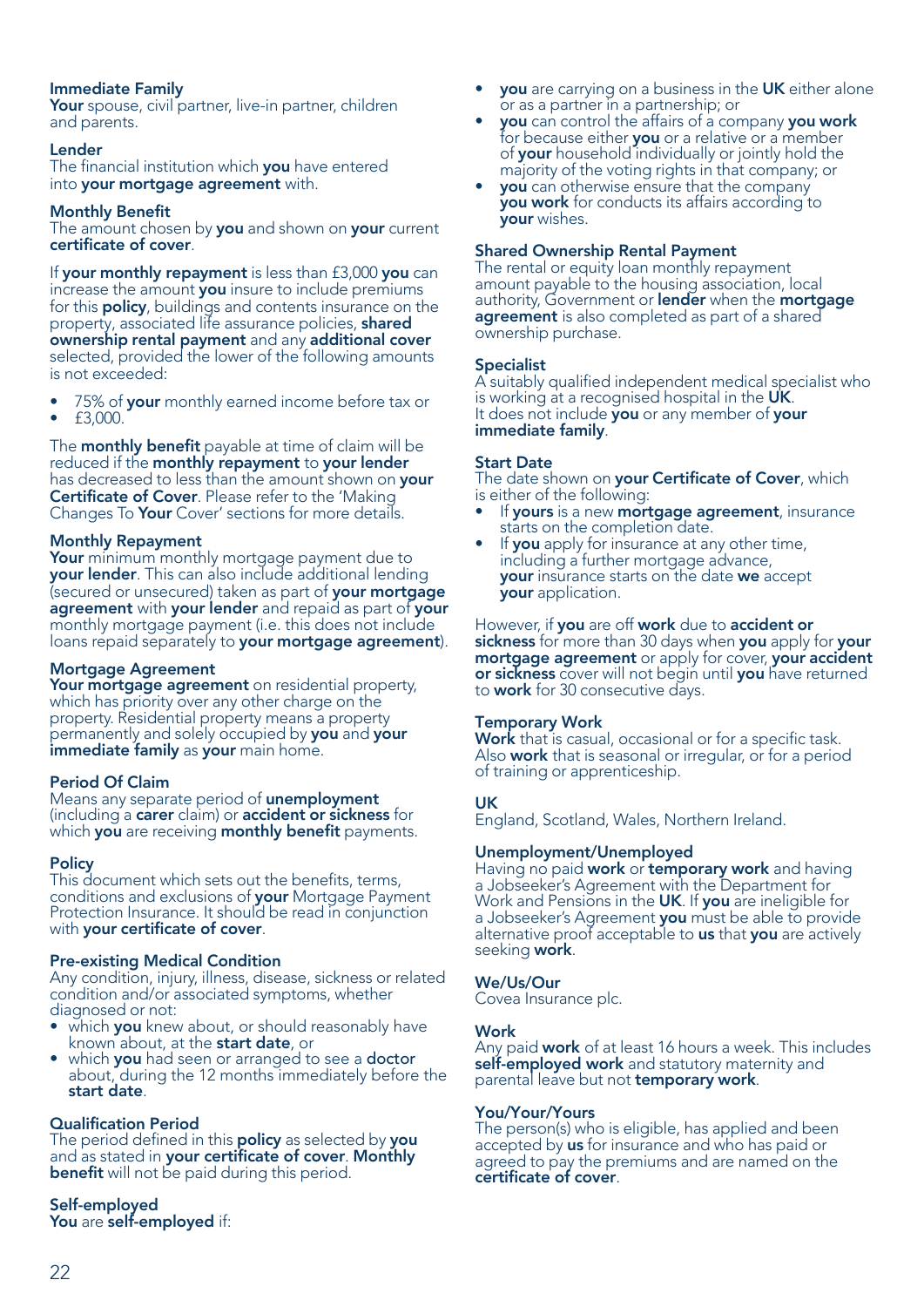**Immediate Family**
**Your** spouse, civil partner, live-in partner, children and parents.

**Lender**
The financial institution which **you** have entered into **your mortgage agreement** with.

**Monthly Benefit**
The amount chosen by **you** and shown on **your** current **certificate of cover**.

If **your monthly repayment** is less than £3,000 **you** can increase the amount **you** insure to include premiums for this **policy**, buildings and contents insurance on the property, associated life assurance policies, **shared ownership rental payment** and any **additional cover** selected, provided the lower of the following amounts is not exceeded:

- 75% of **your** monthly earned income before tax or
- £3,000.

The **monthly benefit** payable at time of claim will be reduced if the **monthly repayment** to **your lender** has decreased to less than the amount shown on **your Certificate of Cover**. Please refer to the 'Making Changes To **Your** Cover' sections for more details.

**Monthly Repayment**
**Your** minimum monthly mortgage payment due to **your lender**. This can also include additional lending (secured or unsecured) taken as part of **your mortgage agreement** with **your lender** and repaid as part of **your** monthly mortgage payment (i.e. this does not include loans repaid separately to **your mortgage agreement**).

**Mortgage Agreement**
**Your mortgage agreement** on residential property, which has priority over any other charge on the property. Residential property means a property permanently and solely occupied by **you** and **your immediate family** as **your** main home.

**Period Of Claim**
Means any separate period of **unemployment** (including a **carer** claim) or **accident or sickness** for which **you** are receiving **monthly benefit** payments.

**Policy**
This document which sets out the benefits, terms, conditions and exclusions of **your** Mortgage Payment Protection Insurance. It should be read in conjunction with **your certificate of cover**.

**Pre-existing Medical Condition**
Any condition, injury, illness, disease, sickness or related condition and/or associated symptoms, whether diagnosed or not:
- which **you** knew about, or should reasonably have known about, at the **start date**, or
- which **you** had seen or arranged to see a **doctor** about, during the 12 months immediately before the **start date**.

**Qualification Period**
The period defined in this **policy** as selected by **you** and as stated in **your certificate of cover**. **Monthly benefit** will not be paid during this period.

**Self-employed**
**You** are **self-employed** if:
- **you** are carrying on a business in the **UK** either alone or as a partner in a partnership; or
- **you** can control the affairs of a company **you work** for because either **you** or a relative or a member of **your** household individually or jointly hold the majority of the voting rights in that company; or
- **you** can otherwise ensure that the company **you work** for conducts its affairs according to **your** wishes.

**Shared Ownership Rental Payment**
The rental or equity loan monthly repayment amount payable to the housing association, local authority, Government or **lender** when the **mortgage agreement** is also completed as part of a shared ownership purchase.

**Specialist**
A suitably qualified independent medical specialist who is working at a recognised hospital in the **UK**.
It does not include **you** or any member of **your immediate family**.

**Start Date**
The date shown on **your Certificate of Cover**, which is either of the following:
- If **yours** is a new **mortgage agreement**, insurance starts on the completion date.
- If **you** apply for insurance at any other time, including a further mortgage advance, **your** insurance starts on the date **we** accept **your** application.

However, if **you** are off **work** due to **accident or sickness** for more than 30 days when **you** apply for **your mortgage agreement** or apply for cover, **your accident or sickness** cover will not begin until **you** have returned to **work** for 30 consecutive days.

**Temporary Work**
**Work** that is casual, occasional or for a specific task. Also **work** that is seasonal or irregular, or for a period of training or apprenticeship.

**UK**
England, Scotland, Wales, Northern Ireland.

**Unemployment/Unemployed**
Having no paid **work** or **temporary work** and having a Jobseeker's Agreement with the Department for Work and Pensions in the **UK**. If **you** are ineligible for a Jobseeker's Agreement **you** must be able to provide alternative proof acceptable to **us** that **you** are actively seeking **work**.

**We/Us/Our**
Covea Insurance plc.

**Work**
Any paid **work** of at least 16 hours a week. This includes **self-employed work** and statutory maternity and parental leave but not **temporary work**.

**You/Your/Yours**
The person(s) who is eligible, has applied and been accepted by **us** for insurance and who has paid or agreed to pay the premiums and are named on the **certificate of cover**.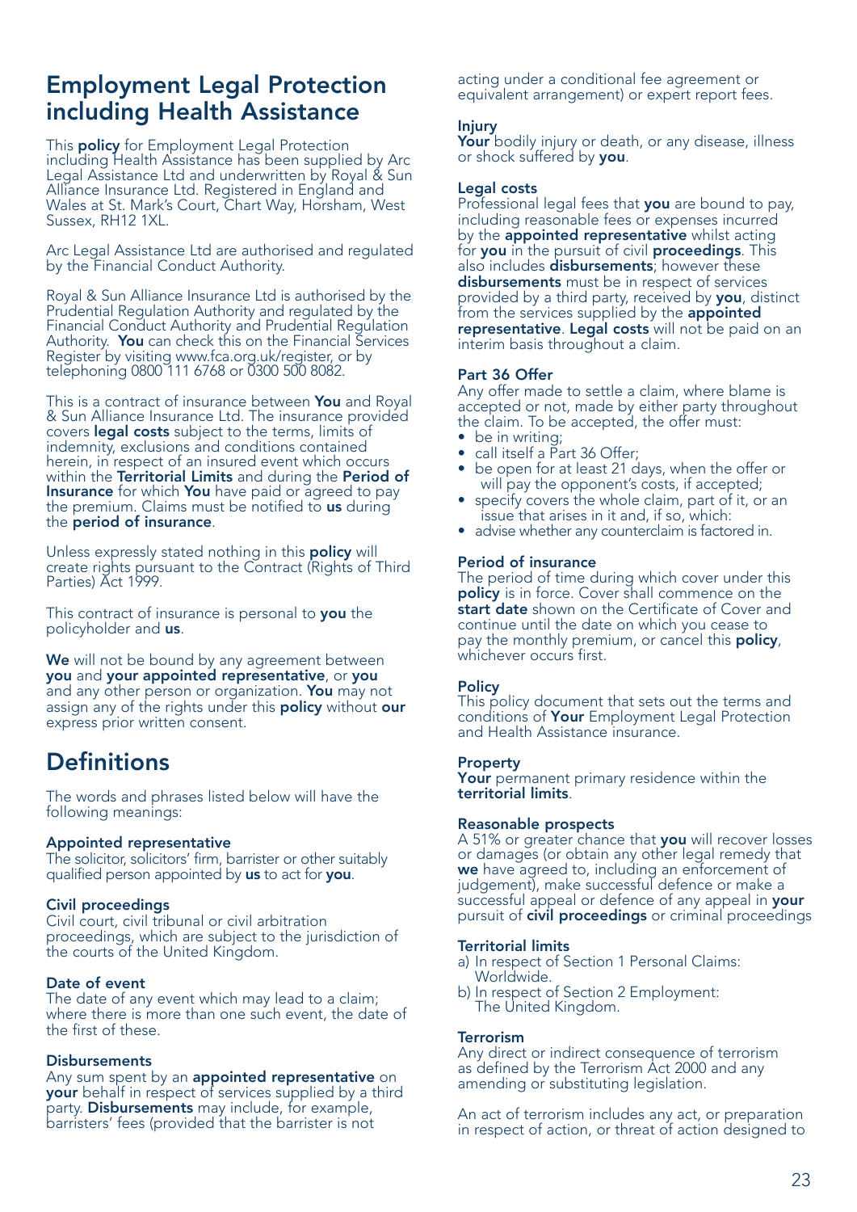# Employment Legal Protection including Health Assistance

This **policy** for Employment Legal Protection including Health Assistance has been supplied by Arc Legal Assistance Ltd and underwritten by Royal & Sun Alliance Insurance Ltd. Registered in England and Wales at St. Mark's Court, Chart Way, Horsham, West Sussex, RH12 1XL.

Arc Legal Assistance Ltd are authorised and regulated by the Financial Conduct Authority.

Royal & Sun Alliance Insurance Ltd is authorised by the Prudential Regulation Authority and regulated by the Financial Conduct Authority and Prudential Regulation Authority. **You** can check this on the Financial Services Register by visiting www.fca.org.uk/register, or by telephoning 0800 111 6768 or 0300 500 8082.

This is a contract of insurance between **You** and Royal & Sun Alliance Insurance Ltd. The insurance provided covers **legal costs** subject to the terms, limits of indemnity, exclusions and conditions contained herein, in respect of an insured event which occurs within the **Territorial Limits** and during the **Period of Insurance** for which **You** have paid or agreed to pay the premium. Claims must be notified to **us** during the **period of insurance**.

Unless expressly stated nothing in this **policy** will create rights pursuant to the Contract (Rights of Third Parties) Act 1999.

This contract of insurance is personal to **you** the policyholder and **us**.

**We** will not be bound by any agreement between **you** and **your appointed representative**, or **you** and any other person or organization. **You** may not assign any of the rights under this **policy** without **our** express prior written consent.

## Definitions

The words and phrases listed below will have the following meanings:

**Appointed representative**
The solicitor, solicitors' firm, barrister or other suitably qualified person appointed by **us** to act for **you**.

**Civil proceedings**
Civil court, civil tribunal or civil arbitration proceedings, which are subject to the jurisdiction of the courts of the United Kingdom.

**Date of event**
The date of any event which may lead to a claim; where there is more than one such event, the date of the first of these.

**Disbursements**
Any sum spent by an **appointed representative** on **your** behalf in respect of services supplied by a third party. **Disbursements** may include, for example, barristers' fees (provided that the barrister is not acting under a conditional fee agreement or equivalent arrangement) or expert report fees.

**Injury**
**Your** bodily injury or death, or any disease, illness or shock suffered by **you**.

**Legal costs**
Professional legal fees that **you** are bound to pay, including reasonable fees or expenses incurred by the **appointed representative** whilst acting for **you** in the pursuit of civil **proceedings**. This also includes **disbursements**; however these **disbursements** must be in respect of services provided by a third party, received by **you**, distinct from the services supplied by the **appointed representative**. **Legal costs** will not be paid on an interim basis throughout a claim.

**Part 36 Offer**
Any offer made to settle a claim, where blame is accepted or not, made by either party throughout the claim. To be accepted, the offer must:

- be in writing;
- call itself a Part 36 Offer;
- be open for at least 21 days, when the offer or will pay the opponent's costs, if accepted;
- specify covers the whole claim, part of it, or an issue that arises in it and, if so, which:
- advise whether any counterclaim is factored in.

**Period of insurance**
The period of time during which cover under this **policy** is in force. Cover shall commence on the **start date** shown on the Certificate of Cover and continue until the date on which you cease to pay the monthly premium, or cancel this **policy**, whichever occurs first.

**Policy**
This policy document that sets out the terms and conditions of **Your** Employment Legal Protection and Health Assistance insurance.

**Property**
**Your** permanent primary residence within the **territorial limits**.

**Reasonable prospects**
A 51% or greater chance that **you** will recover losses or damages (or obtain any other legal remedy that **we** have agreed to, including an enforcement of judgement), make successful defence or make a successful appeal or defence of any appeal in **your** pursuit of **civil proceedings** or criminal proceedings

**Territorial limits**
a) In respect of Section 1 Personal Claims: Worldwide.
b) In respect of Section 2 Employment: The United Kingdom.

**Terrorism**
Any direct or indirect consequence of terrorism as defined by the Terrorism Act 2000 and any amending or substituting legislation.

An act of terrorism includes any act, or preparation in respect of action, or threat of action designed to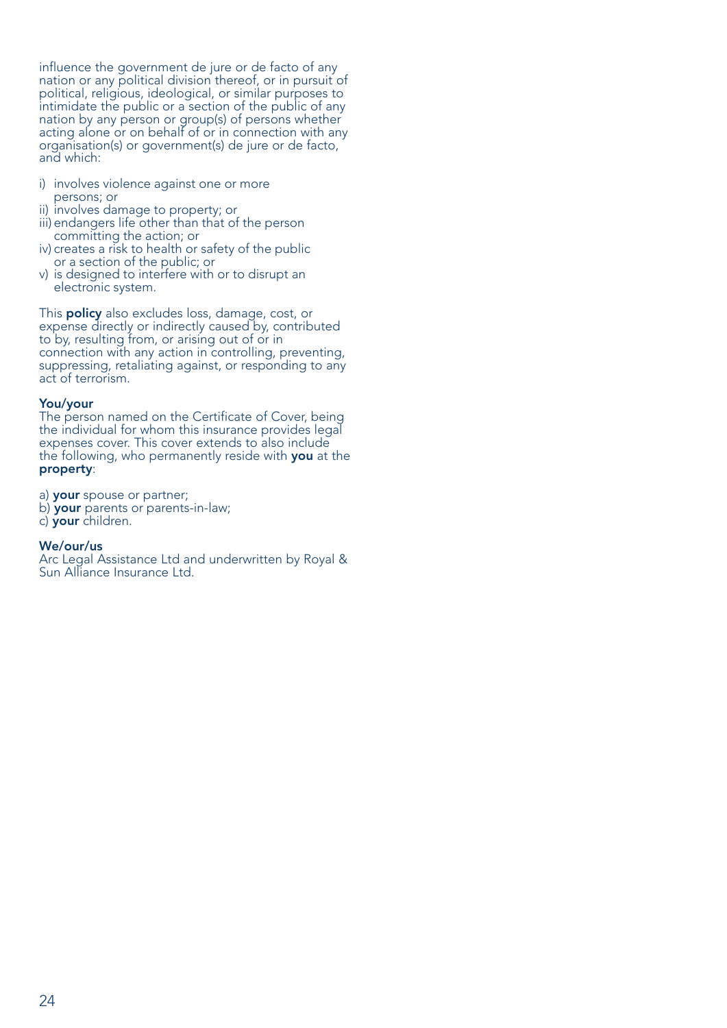influence the government de jure or de facto of any nation or any political division thereof, or in pursuit of political, religious, ideological, or similar purposes to intimidate the public or a section of the public of any nation by any person or group(s) of persons whether acting alone or on behalf of or in connection with any organisation(s) or government(s) de jure or de facto, and which:

i) involves violence against one or more persons; or
ii) involves damage to property; or
iii) endangers life other than that of the person committing the action; or
iv) creates a risk to health or safety of the public or a section of the public; or
v) is designed to interfere with or to disrupt an electronic system.

This **policy** also excludes loss, damage, cost, or expense directly or indirectly caused by, contributed to by, resulting from, or arising out of or in connection with any action in controlling, preventing, suppressing, retaliating against, or responding to any act of terrorism.

**You/your**
The person named on the Certificate of Cover, being the individual for whom this insurance provides legal expenses cover. This cover extends to also include the following, who permanently reside with **you** at the **property**:

a) **your** spouse or partner;
b) **your** parents or parents-in-law;
c) **your** children.

**We/our/us**
Arc Legal Assistance Ltd and underwritten by Royal & Sun Alliance Insurance Ltd.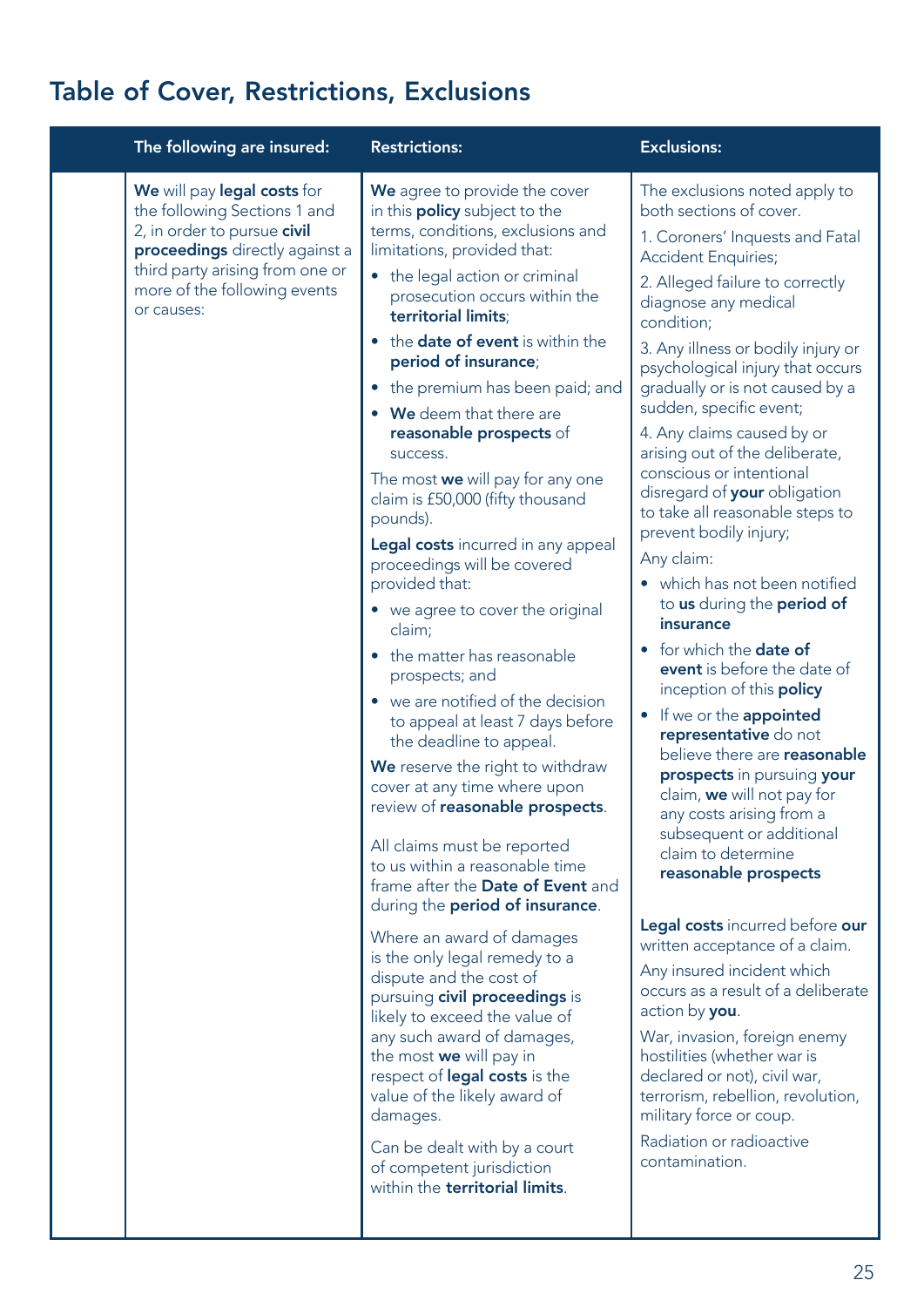## Table of Cover, Restrictions, Exclusions

| | The following are insured: | Restrictions: | Exclusions: |
|---|---|---|---|
| | **We** will pay **legal costs** for the following Sections 1 and 2, in order to pursue **civil proceedings** directly against a third party arising from one or more of the following events or causes: | **We** agree to provide the cover in this **policy** subject to the terms, conditions, exclusions and limitations, provided that:<br>• the legal action or criminal prosecution occurs within the **territorial limits**;<br>• the **date of event** is within the **period of insurance**;<br>• the premium has been paid; and<br>• **We** deem that there are **reasonable prospects** of success.<br><br>The most **we** will pay for any one claim is £50,000 (fifty thousand pounds).<br><br>**Legal costs** incurred in any appeal proceedings will be covered provided that:<br>• we agree to cover the original claim;<br>• the matter has reasonable prospects; and<br>• we are notified of the decision to appeal at least 7 days before the deadline to appeal.<br><br>**We** reserve the right to withdraw cover at any time where upon review of **reasonable prospects**.<br><br>All claims must be reported to us within a reasonable time frame after the **Date of Event** and during the **period of insurance**.<br><br>Where an award of damages is the only legal remedy to a dispute and the cost of pursuing **civil proceedings** is likely to exceed the value of any such award of damages, the most **we** will pay in respect of **legal costs** is the value of the likely award of damages.<br><br>Can be dealt with by a court of competent jurisdiction within the **territorial limits**. | The exclusions noted apply to both sections of cover.<br>1. Coroners' Inquests and Fatal Accident Enquiries;<br>2. Alleged failure to correctly diagnose any medical condition;<br>3. Any illness or bodily injury or psychological injury that occurs gradually or is not caused by a sudden, specific event;<br>4. Any claims caused by or arising out of the deliberate, conscious or intentional disregard of **your** obligation to take all reasonable steps to prevent bodily injury;<br><br>Any claim:<br>• which has not been notified to **us** during the **period of insurance**<br>• for which the **date of event** is before the date of inception of this **policy**<br>• If we or the **appointed representative** do not believe there are **reasonable prospects** in pursuing **your** claim, **we** will not pay for any costs arising from a subsequent or additional claim to determine **reasonable prospects**<br><br>**Legal costs** incurred before **our** written acceptance of a claim.<br><br>Any insured incident which occurs as a result of a deliberate action by **you**.<br><br>War, invasion, foreign enemy hostilities (whether war is declared or not), civil war, terrorism, rebellion, revolution, military force or coup.<br><br>Radiation or radioactive contamination. |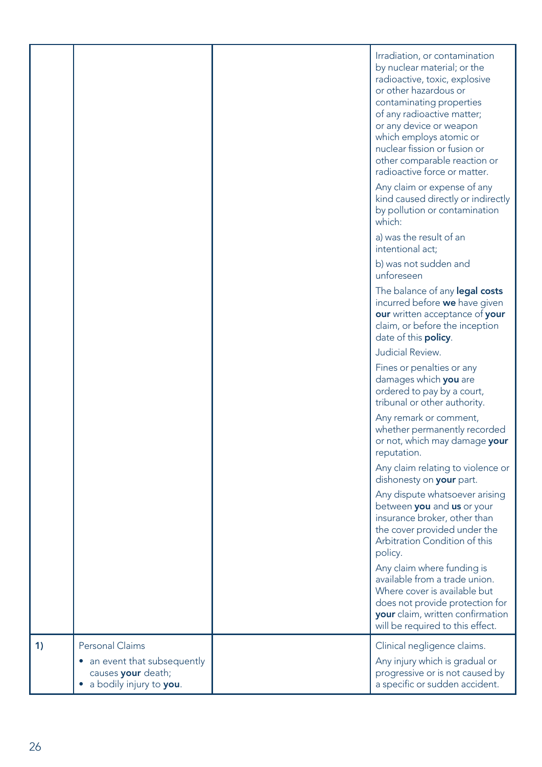| | | | |
|---|---|---|---|
| | | | Irradiation, or contamination by nuclear material; or the radioactive, toxic, explosive or other hazardous or contaminating properties of any radioactive matter; or any device or weapon which employs atomic or nuclear fission or fusion or other comparable reaction or radioactive force or matter.<br><br>Any claim or expense of any kind caused directly or indirectly by pollution or contamination which:<br><br>a) was the result of an intentional act;<br><br>b) was not sudden and unforeseen<br><br>The balance of any **legal costs** incurred before **we** have given **our** written acceptance of **your** claim, or before the inception date of this **policy**.<br><br>Judicial Review.<br><br>Fines or penalties or any damages which **you** are ordered to pay by a court, tribunal or other authority.<br><br>Any remark or comment, whether permanently recorded or not, which may damage **your** reputation.<br><br>Any claim relating to violence or dishonesty on **your** part.<br><br>Any dispute whatsoever arising between **you** and **us** or your insurance broker, other than the cover provided under the Arbitration Condition of this policy.<br><br>Any claim where funding is available from a trade union. Where cover is available but does not provide protection for **your** claim, written confirmation will be required to this effect. |
| **1)** | Personal Claims<br>• an event that subsequently causes **your** death;<br>• a bodily injury to **you**. | | Clinical negligence claims.<br><br>Any injury which is gradual or progressive or is not caused by a specific or sudden accident. |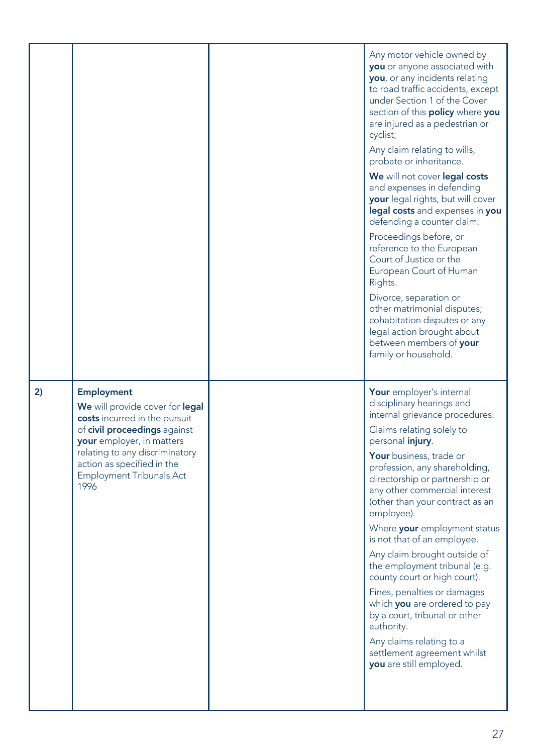| | | | |
|---|---|---|---|
| | | | Any motor vehicle owned by **you** or anyone associated with **you**, or any incidents relating to road traffic accidents, except under Section 1 of the Cover section of this **policy** where **you** are injured as a pedestrian or cyclist;<br><br>Any claim relating to wills, probate or inheritance.<br><br>**We** will not cover **legal costs** and expenses in defending **your** legal rights, but will cover **legal costs** and expenses in **you** defending a counter claim.<br><br>Proceedings before, or reference to the European Court of Justice or the European Court of Human Rights.<br><br>Divorce, separation or other matrimonial disputes; cohabitation disputes or any legal action brought about between members of **your** family or household. |
| **2)** | **Employment**<br><br>**We** will provide cover for **legal costs** incurred in the pursuit of **civil proceedings** against **your** employer, in matters relating to any discriminatory action as specified in the Employment Tribunals Act 1996 | | **Your** employer's internal disciplinary hearings and internal grievance procedures.<br><br>Claims relating solely to personal **injury**.<br><br>**Your** business, trade or profession, any shareholding, directorship or partnership or any other commercial interest (other than your contract as an employee).<br><br>Where **your** employment status is not that of an employee.<br><br>Any claim brought outside of the employment tribunal (e.g. county court or high court).<br><br>Fines, penalties or damages which **you** are ordered to pay by a court, tribunal or other authority.<br><br>Any claims relating to a settlement agreement whilst **you** are still employed. |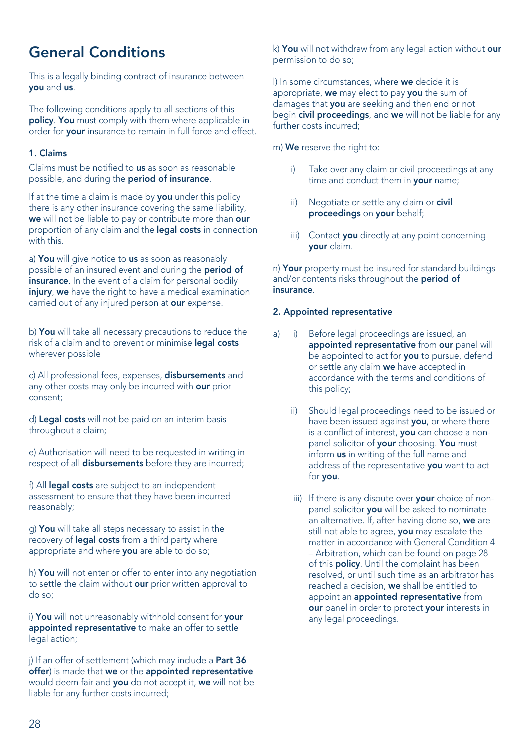# General Conditions

This is a legally binding contract of insurance between **you** and **us**.

The following conditions apply to all sections of this **policy**. **You** must comply with them where applicable in order for **your** insurance to remain in full force and effect.

### 1. Claims

Claims must be notified to **us** as soon as reasonable possible, and during the **period of insurance**.

If at the time a claim is made by **you** under this policy there is any other insurance covering the same liability, **we** will not be liable to pay or contribute more than **our** proportion of any claim and the **legal costs** in connection with this.

a) **You** will give notice to **us** as soon as reasonably possible of an insured event and during the **period of insurance**. In the event of a claim for personal bodily **injury**, **we** have the right to have a medical examination carried out of any injured person at **our** expense.

b) **You** will take all necessary precautions to reduce the risk of a claim and to prevent or minimise **legal costs** wherever possible

c) All professional fees, expenses, **disbursements** and any other costs may only be incurred with **our** prior consent;

d) **Legal costs** will not be paid on an interim basis throughout a claim;

e) Authorisation will need to be requested in writing in respect of all **disbursements** before they are incurred;

f) All **legal costs** are subject to an independent assessment to ensure that they have been incurred reasonably;

g) **You** will take all steps necessary to assist in the recovery of **legal costs** from a third party where appropriate and where **you** are able to do so;

h) **You** will not enter or offer to enter into any negotiation to settle the claim without **our** prior written approval to do so;

i) **You** will not unreasonably withhold consent for **your appointed representative** to make an offer to settle legal action;

j) If an offer of settlement (which may include a **Part 36 offer**) is made that **we** or the **appointed representative** would deem fair and **you** do not accept it, **we** will not be liable for any further costs incurred;

k) **You** will not withdraw from any legal action without **our** permission to do so;

l) In some circumstances, where **we** decide it is appropriate, **we** may elect to pay **you** the sum of damages that **you** are seeking and then end or not begin **civil proceedings**, and **we** will not be liable for any further costs incurred;

m) **We** reserve the right to:

- i) Take over any claim or civil proceedings at any time and conduct them in **your** name;
- ii) Negotiate or settle any claim or **civil proceedings** on **your** behalf;
- iii) Contact **you** directly at any point concerning **your** claim.

n) **Your** property must be insured for standard buildings and/or contents risks throughout the **period of insurance**.

### 2. Appointed representative

a)
- i) Before legal proceedings are issued, an **appointed representative** from **our** panel will be appointed to act for **you** to pursue, defend or settle any claim **we** have accepted in accordance with the terms and conditions of this policy;
- ii) Should legal proceedings need to be issued or have been issued against **you**, or where there is a conflict of interest, **you** can choose a non-panel solicitor of **your** choosing. **You** must inform **us** in writing of the full name and address of the representative **you** want to act for **you**.
- iii) If there is any dispute over **your** choice of non-panel solicitor **you** will be asked to nominate an alternative. If, after having done so, **we** are still not able to agree, **you** may escalate the matter in accordance with General Condition 4 – Arbitration, which can be found on page 28 of this **policy**. Until the complaint has been resolved, or until such time as an arbitrator has reached a decision, **we** shall be entitled to appoint an **appointed representative** from **our** panel in order to protect **your** interests in any legal proceedings.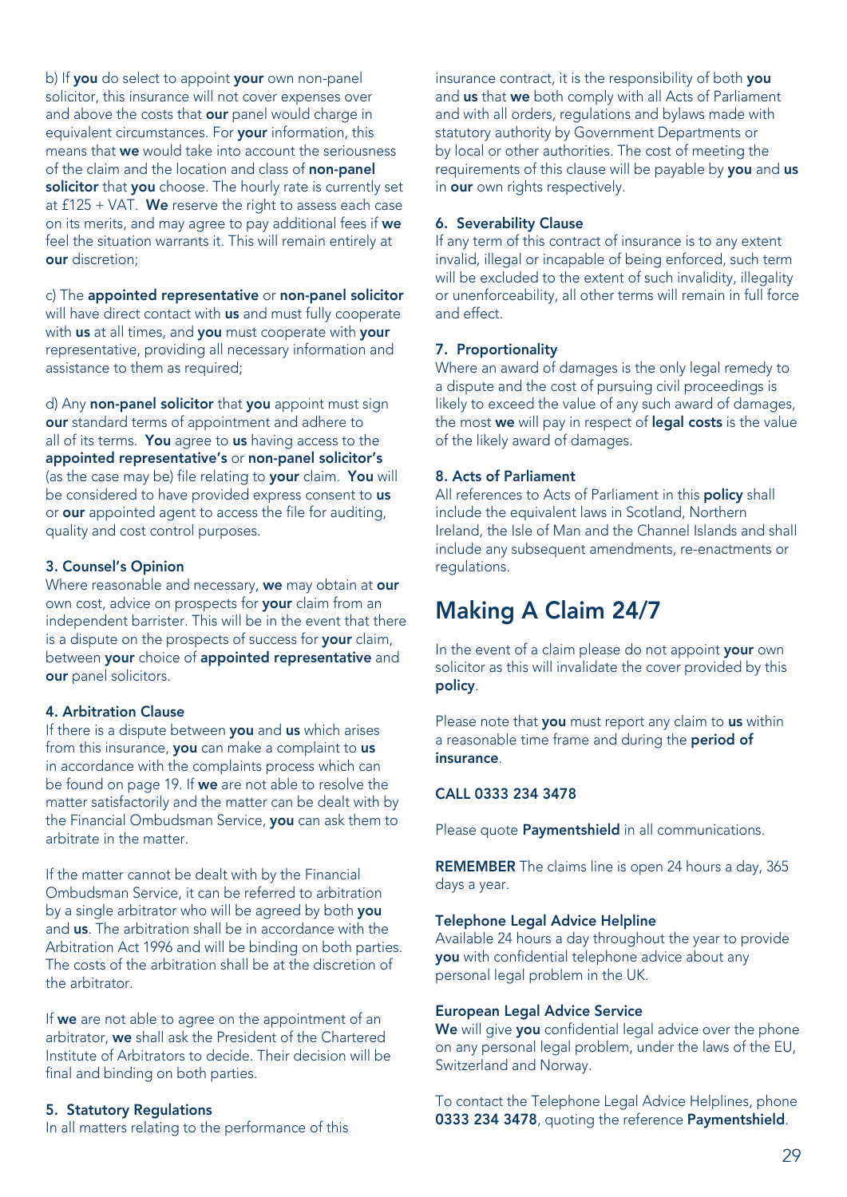b) If **you** do select to appoint **your** own non-panel solicitor, this insurance will not cover expenses over and above the costs that **our** panel would charge in equivalent circumstances. For **your** information, this means that **we** would take into account the seriousness of the claim and the location and class of **non-panel solicitor** that **you** choose. The hourly rate is currently set at £125 + VAT. **We** reserve the right to assess each case on its merits, and may agree to pay additional fees if **we** feel the situation warrants it. This will remain entirely at **our** discretion;

c) The **appointed representative** or **non-panel solicitor** will have direct contact with **us** and must fully cooperate with **us** at all times, and **you** must cooperate with **your** representative, providing all necessary information and assistance to them as required;

d) Any **non-panel solicitor** that **you** appoint must sign **our** standard terms of appointment and adhere to all of its terms. **You** agree to **us** having access to the **appointed representative's** or **non-panel solicitor's** (as the case may be) file relating to **your** claim. **You** will be considered to have provided express consent to **us** or **our** appointed agent to access the file for auditing, quality and cost control purposes.

**3. Counsel's Opinion**
Where reasonable and necessary, **we** may obtain at **our** own cost, advice on prospects for **your** claim from an independent barrister. This will be in the event that there is a dispute on the prospects of success for **your** claim, between **your** choice of **appointed representative** and **our** panel solicitors.

**4. Arbitration Clause**
If there is a dispute between **you** and **us** which arises from this insurance, **you** can make a complaint to **us** in accordance with the complaints process which can be found on page 19. If **we** are not able to resolve the matter satisfactorily and the matter can be dealt with by the Financial Ombudsman Service, **you** can ask them to arbitrate in the matter.

If the matter cannot be dealt with by the Financial Ombudsman Service, it can be referred to arbitration by a single arbitrator who will be agreed by both **you** and **us**. The arbitration shall be in accordance with the Arbitration Act 1996 and will be binding on both parties. The costs of the arbitration shall be at the discretion of the arbitrator.

If **we** are not able to agree on the appointment of an arbitrator, **we** shall ask the President of the Chartered Institute of Arbitrators to decide. Their decision will be final and binding on both parties.

**5. Statutory Regulations**
In all matters relating to the performance of this insurance contract, it is the responsibility of both **you** and **us** that **we** both comply with all Acts of Parliament and with all orders, regulations and bylaws made with statutory authority by Government Departments or by local or other authorities. The cost of meeting the requirements of this clause will be payable by **you** and **us** in **our** own rights respectively.

**6. Severability Clause**
If any term of this contract of insurance is to any extent invalid, illegal or incapable of being enforced, such term will be excluded to the extent of such invalidity, illegality or unenforceability, all other terms will remain in full force and effect.

**7. Proportionality**
Where an award of damages is the only legal remedy to a dispute and the cost of pursuing civil proceedings is likely to exceed the value of any such award of damages, the most **we** will pay in respect of **legal costs** is the value of the likely award of damages.

**8. Acts of Parliament**
All references to Acts of Parliament in this **policy** shall include the equivalent laws in Scotland, Northern Ireland, the Isle of Man and the Channel Islands and shall include any subsequent amendments, re-enactments or regulations.

# Making A Claim 24/7

In the event of a claim please do not appoint **your** own solicitor as this will invalidate the cover provided by this **policy**.

Please note that **you** must report any claim to **us** within a reasonable time frame and during the **period of insurance**.

**CALL 0333 234 3478**

Please quote **Paymentshield** in all communications.

**REMEMBER** The claims line is open 24 hours a day, 365 days a year.

**Telephone Legal Advice Helpline**
Available 24 hours a day throughout the year to provide **you** with confidential telephone advice about any personal legal problem in the UK.

**European Legal Advice Service**
**We** will give **you** confidential legal advice over the phone on any personal legal problem, under the laws of the EU, Switzerland and Norway.

To contact the Telephone Legal Advice Helplines, phone **0333 234 3478**, quoting the reference **Paymentshield**.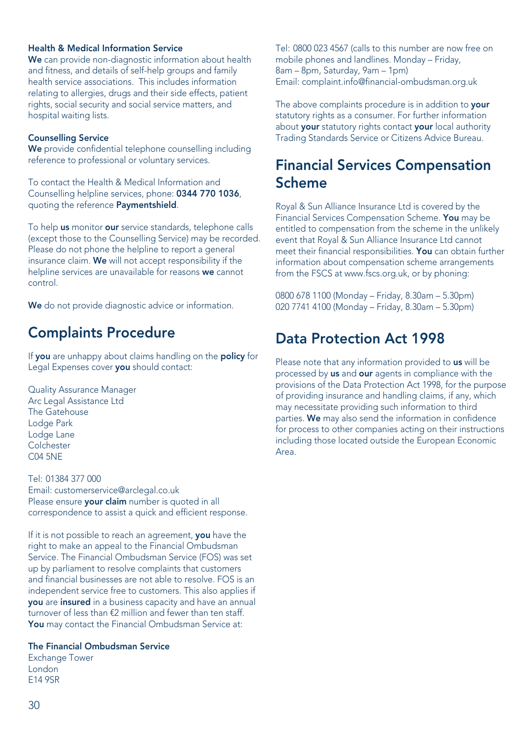**Health & Medical Information Service**
**We** can provide non-diagnostic information about health and fitness, and details of self-help groups and family health service associations. This includes information relating to allergies, drugs and their side effects, patient rights, social security and social service matters, and hospital waiting lists.

**Counselling Service**
**We** provide confidential telephone counselling including reference to professional or voluntary services.

To contact the Health & Medical Information and Counselling helpline services, phone: **0344 770 1036**, quoting the reference **Paymentshield**.

To help **us** monitor **our** service standards, telephone calls (except those to the Counselling Service) may be recorded. Please do not phone the helpline to report a general insurance claim. **We** will not accept responsibility if the helpline services are unavailable for reasons **we** cannot control.

**We** do not provide diagnostic advice or information.

## Complaints Procedure

If **you** are unhappy about claims handling on the **policy** for Legal Expenses cover **you** should contact:

Quality Assurance Manager
Arc Legal Assistance Ltd
The Gatehouse
Lodge Park
Lodge Lane
Colchester
C04 5NE

Tel: 01384 377 000
Email: customerservice@arclegal.co.uk
Please ensure **your claim** number is quoted in all correspondence to assist a quick and efficient response.

If it is not possible to reach an agreement, **you** have the right to make an appeal to the Financial Ombudsman Service. The Financial Ombudsman Service (FOS) was set up by parliament to resolve complaints that customers and financial businesses are not able to resolve. FOS is an independent service free to customers. This also applies if **you** are **insured** in a business capacity and have an annual turnover of less than €2 million and fewer than ten staff. **You** may contact the Financial Ombudsman Service at:

**The Financial Ombudsman Service**
Exchange Tower
London
E14 9SR

Tel: 0800 023 4567 (calls to this number are now free on mobile phones and landlines. Monday – Friday, 8am – 8pm, Saturday, 9am – 1pm)
Email: complaint.info@financial-ombudsman.org.uk

The above complaints procedure is in addition to **your** statutory rights as a consumer. For further information about **your** statutory rights contact **your** local authority Trading Standards Service or Citizens Advice Bureau.

## Financial Services Compensation Scheme

Royal & Sun Alliance Insurance Ltd is covered by the Financial Services Compensation Scheme. **You** may be entitled to compensation from the scheme in the unlikely event that Royal & Sun Alliance Insurance Ltd cannot meet their financial responsibilities. **You** can obtain further information about compensation scheme arrangements from the FSCS at www.fscs.org.uk, or by phoning:

0800 678 1100 (Monday – Friday, 8.30am – 5.30pm)
020 7741 4100 (Monday – Friday, 8.30am – 5.30pm)

## Data Protection Act 1998

Please note that any information provided to **us** will be processed by **us** and **our** agents in compliance with the provisions of the Data Protection Act 1998, for the purpose of providing insurance and handling claims, if any, which may necessitate providing such information to third parties. **We** may also send the information in confidence for process to other companies acting on their instructions including those located outside the European Economic Area.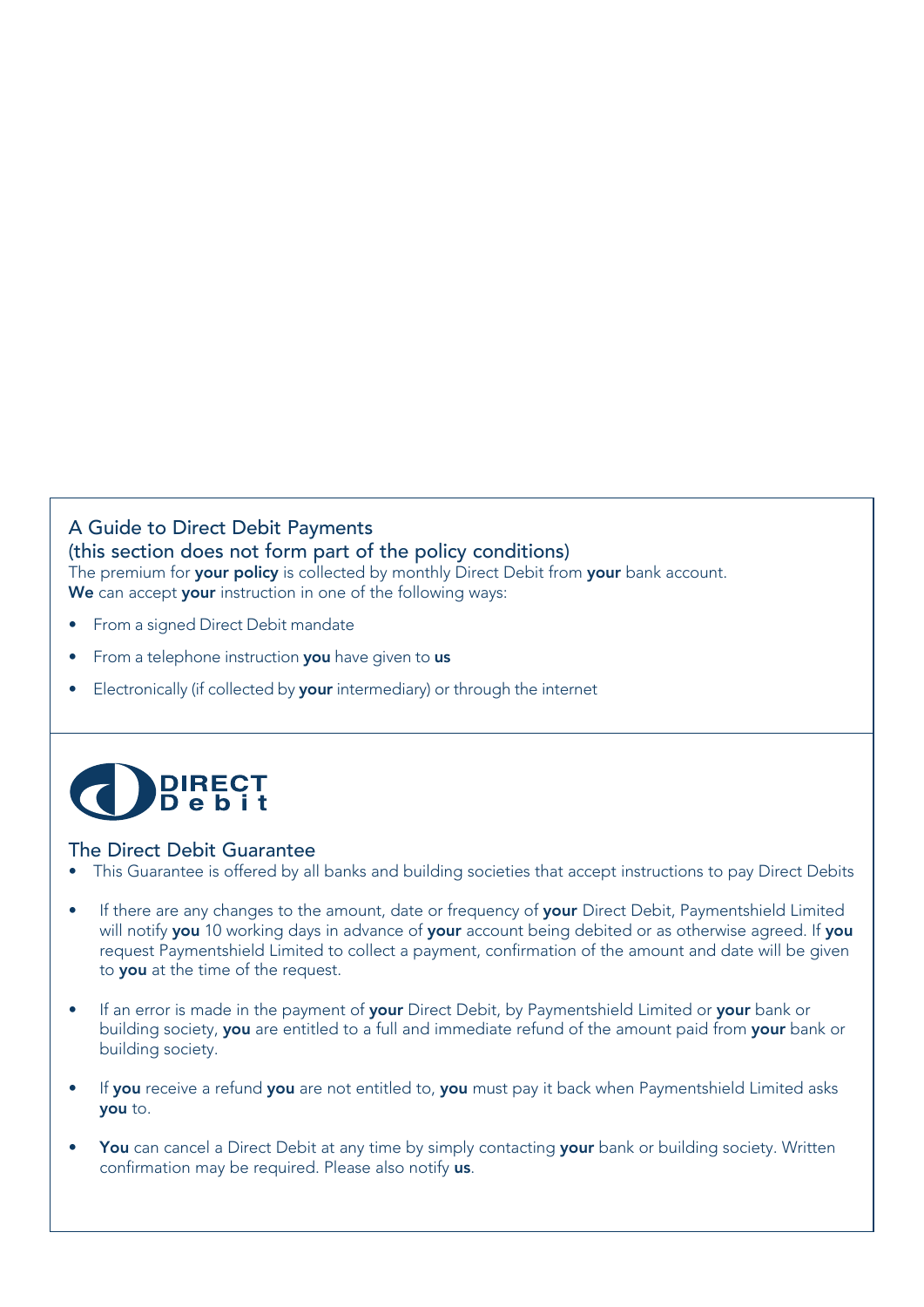## A Guide to Direct Debit Payments

## (this section does not form part of the policy conditions)

The premium for **your policy** is collected by monthly Direct Debit from **your** bank account. **We** can accept **your** instruction in one of the following ways:

- From a signed Direct Debit mandate
- From a telephone instruction **you** have given to **us**
- Electronically (if collected by **your** intermediary) or through the internet

DIRECT Debit

## The Direct Debit Guarantee

- This Guarantee is offered by all banks and building societies that accept instructions to pay Direct Debits
- If there are any changes to the amount, date or frequency of **your** Direct Debit, Paymentshield Limited will notify **you** 10 working days in advance of **your** account being debited or as otherwise agreed. If **you** request Paymentshield Limited to collect a payment, confirmation of the amount and date will be given to **you** at the time of the request.
- If an error is made in the payment of **your** Direct Debit, by Paymentshield Limited or **your** bank or building society, **you** are entitled to a full and immediate refund of the amount paid from **your** bank or building society.
- If **you** receive a refund **you** are not entitled to, **you** must pay it back when Paymentshield Limited asks **you** to.
- **You** can cancel a Direct Debit at any time by simply contacting **your** bank or building society. Written confirmation may be required. Please also notify **us**.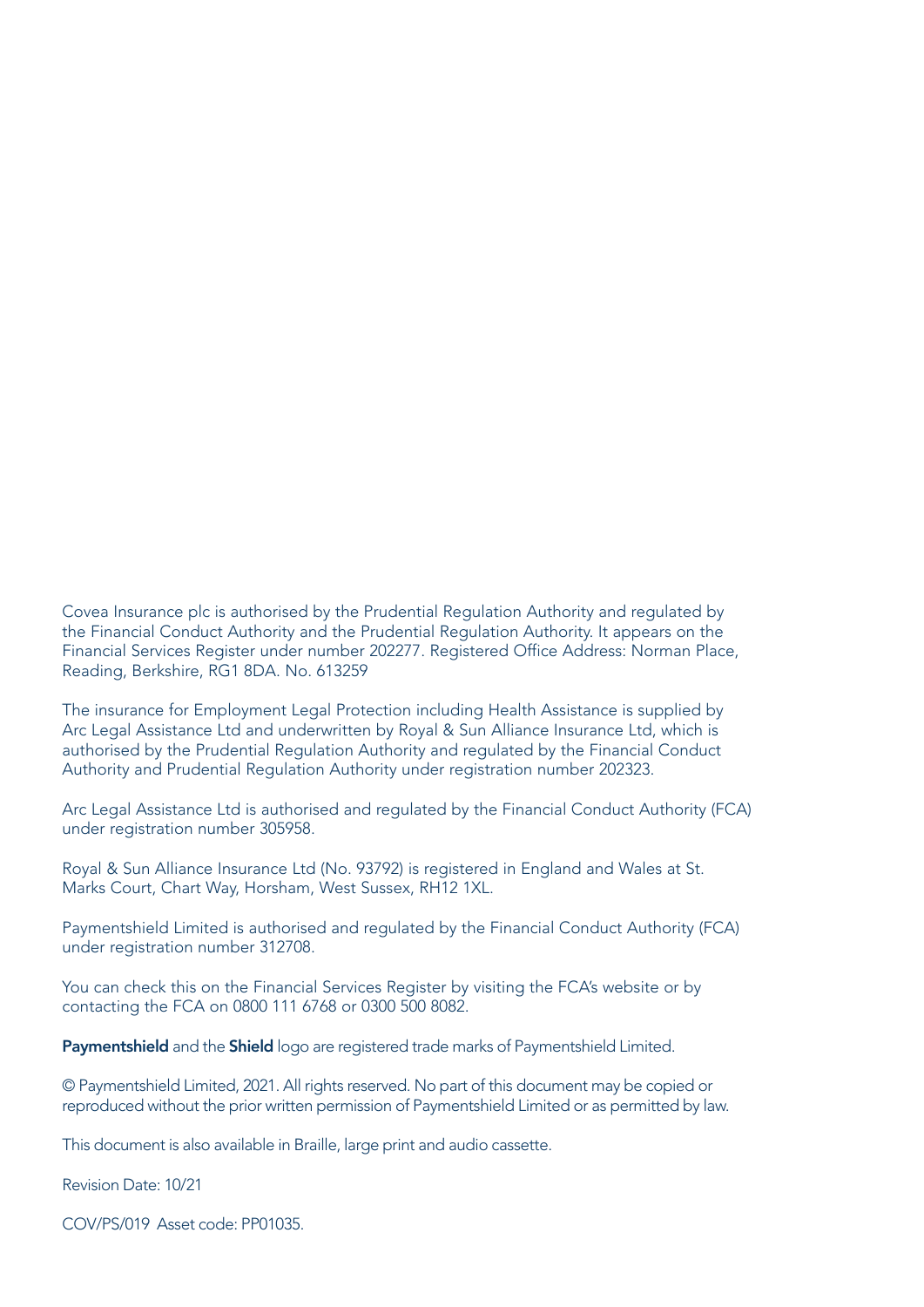Covea Insurance plc is authorised by the Prudential Regulation Authority and regulated by the Financial Conduct Authority and the Prudential Regulation Authority. It appears on the Financial Services Register under number 202277. Registered Office Address: Norman Place, Reading, Berkshire, RG1 8DA. No. 613259

The insurance for Employment Legal Protection including Health Assistance is supplied by Arc Legal Assistance Ltd and underwritten by Royal & Sun Alliance Insurance Ltd, which is authorised by the Prudential Regulation Authority and regulated by the Financial Conduct Authority and Prudential Regulation Authority under registration number 202323.

Arc Legal Assistance Ltd is authorised and regulated by the Financial Conduct Authority (FCA) under registration number 305958.

Royal & Sun Alliance Insurance Ltd (No. 93792) is registered in England and Wales at St. Marks Court, Chart Way, Horsham, West Sussex, RH12 1XL.

Paymentshield Limited is authorised and regulated by the Financial Conduct Authority (FCA) under registration number 312708.

You can check this on the Financial Services Register by visiting the FCA's website or by contacting the FCA on 0800 111 6768 or 0300 500 8082.

**Paymentshield** and the **Shield** logo are registered trade marks of Paymentshield Limited.

© Paymentshield Limited, 2021. All rights reserved. No part of this document may be copied or reproduced without the prior written permission of Paymentshield Limited or as permitted by law.

This document is also available in Braille, large print and audio cassette.

Revision Date: 10/21

COV/PS/019 Asset code: PP01035.